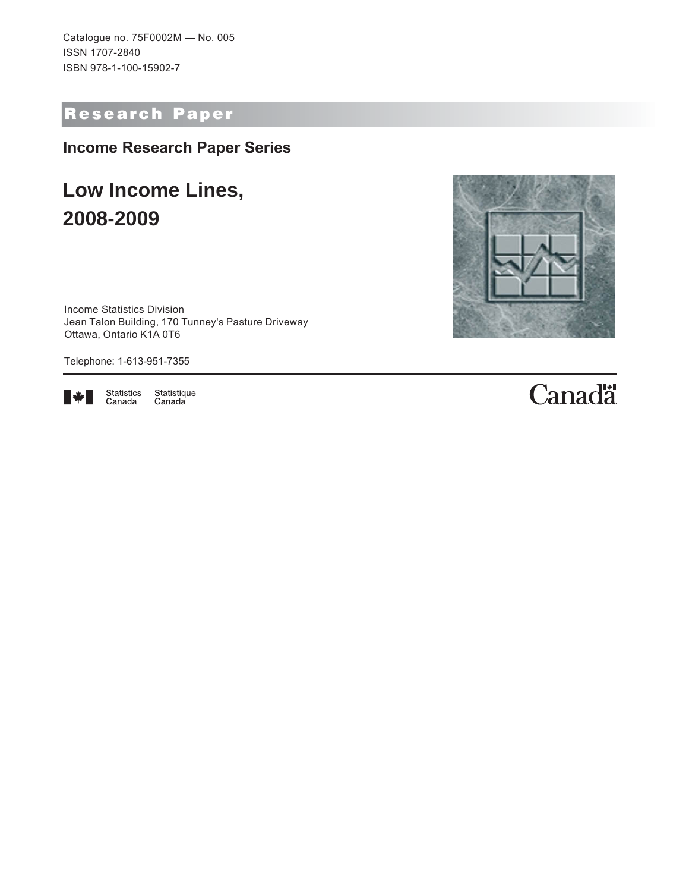Catalogue no. 75F0002M — No. 005
ISSN 1707-2840
ISBN 978-1-100-15902-7

**Research Paper**

## Income Research Paper Series

# Low Income Lines, 2008-2009

Income Statistics Division
Jean Talon Building, 170 Tunney's Pasture Driveway
Ottawa, Ontario K1A 0T6

Telephone: 1-613-951-7355

Statistics Canada Statistique Canada

Canada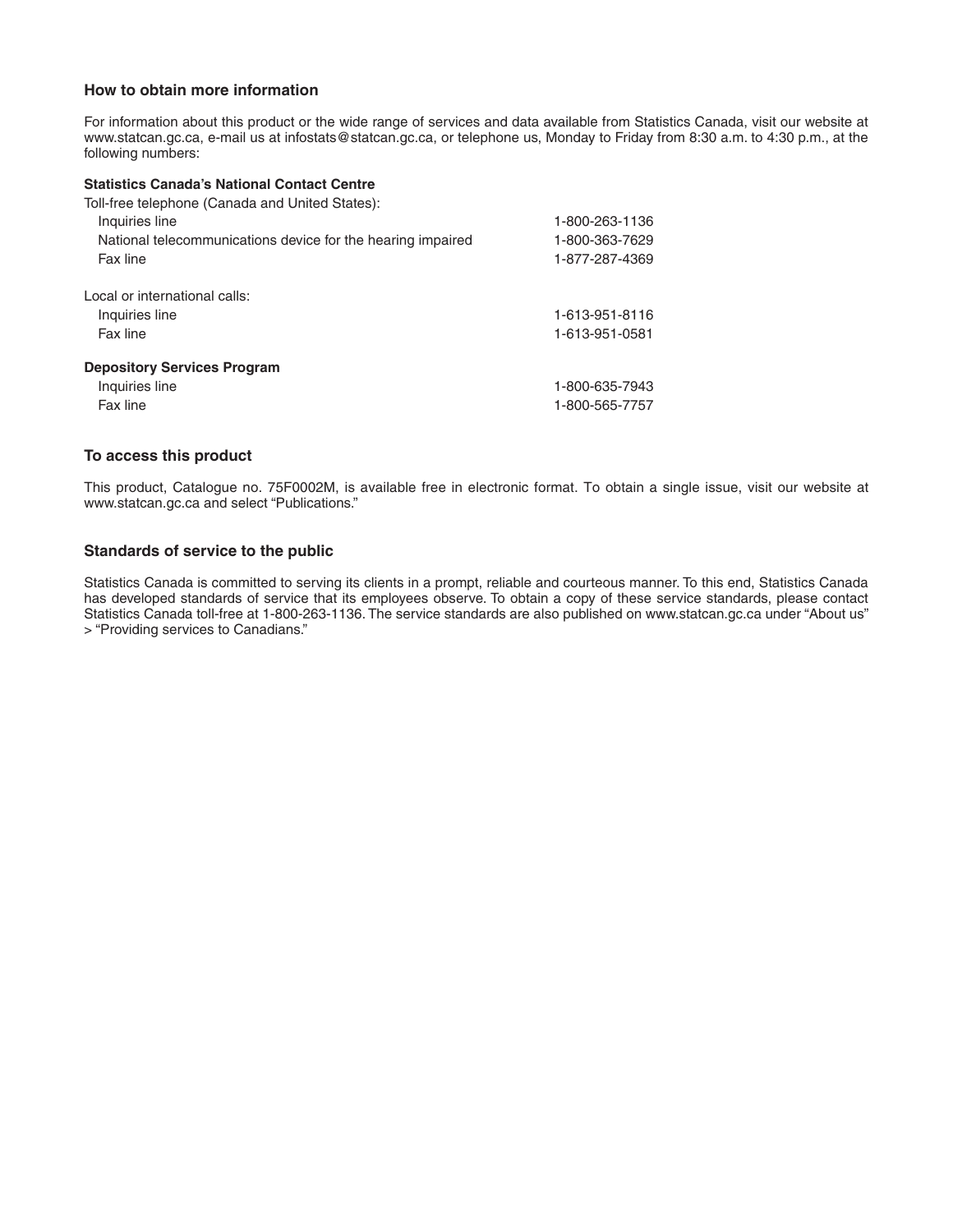### How to obtain more information

For information about this product or the wide range of services and data available from Statistics Canada, visit our website at www.statcan.gc.ca, e-mail us at infostats@statcan.gc.ca, or telephone us, Monday to Friday from 8:30 a.m. to 4:30 p.m., at the following numbers:

**Statistics Canada's National Contact Centre**

Toll-free telephone (Canada and United States):

| | |
|---|---|
| Inquiries line | 1-800-263-1136 |
| National telecommunications device for the hearing impaired | 1-800-363-7629 |
| Fax line | 1-877-287-4369 |

Local or international calls:

| | |
|---|---|
| Inquiries line | 1-613-951-8116 |
| Fax line | 1-613-951-0581 |

**Depository Services Program**

| | |
|---|---|
| Inquiries line | 1-800-635-7943 |
| Fax line | 1-800-565-7757 |

### To access this product

This product, Catalogue no. 75F0002M, is available free in electronic format. To obtain a single issue, visit our website at www.statcan.gc.ca and select "Publications."

### Standards of service to the public

Statistics Canada is committed to serving its clients in a prompt, reliable and courteous manner. To this end, Statistics Canada has developed standards of service that its employees observe. To obtain a copy of these service standards, please contact Statistics Canada toll-free at 1-800-263-1136. The service standards are also published on www.statcan.gc.ca under "About us" > "Providing services to Canadians."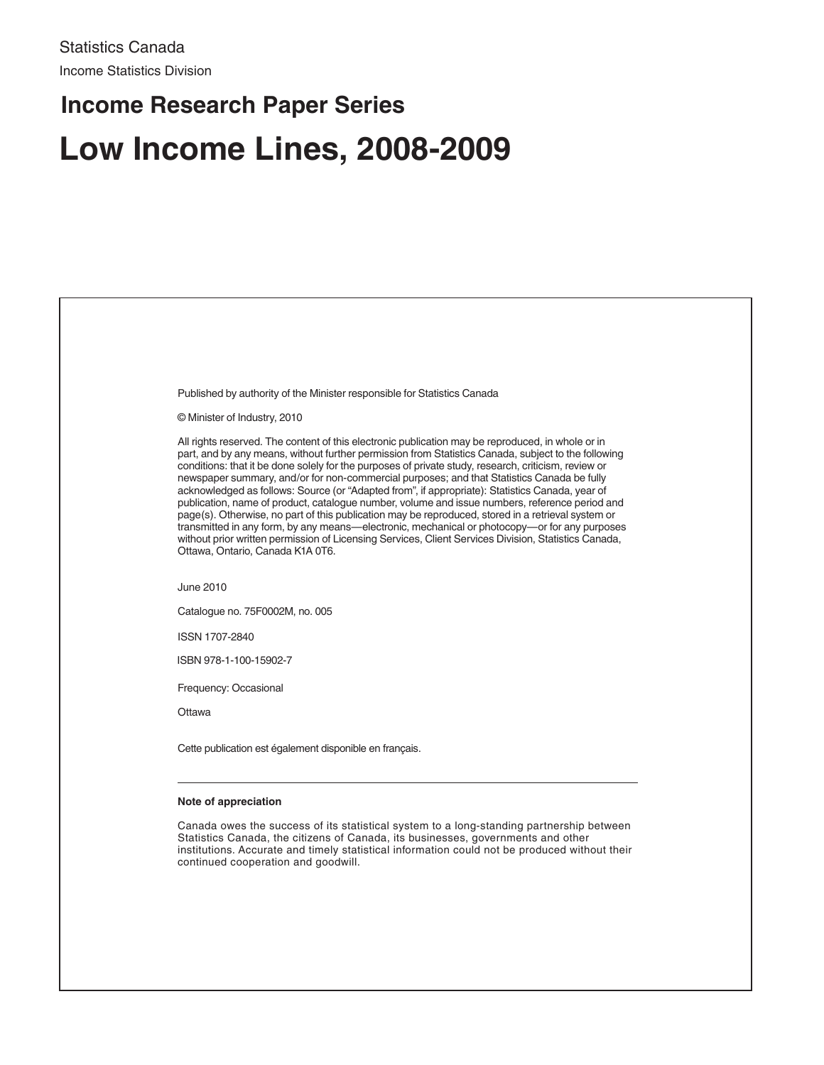Statistics Canada

Income Statistics Division

## Income Research Paper Series

# Low Income Lines, 2008-2009

Published by authority of the Minister responsible for Statistics Canada

© Minister of Industry, 2010

All rights reserved. The content of this electronic publication may be reproduced, in whole or in part, and by any means, without further permission from Statistics Canada, subject to the following conditions: that it be done solely for the purposes of private study, research, criticism, review or newspaper summary, and/or for non-commercial purposes; and that Statistics Canada be fully acknowledged as follows: Source (or "Adapted from", if appropriate): Statistics Canada, year of publication, name of product, catalogue number, volume and issue numbers, reference period and page(s). Otherwise, no part of this publication may be reproduced, stored in a retrieval system or transmitted in any form, by any means—electronic, mechanical or photocopy—or for any purposes without prior written permission of Licensing Services, Client Services Division, Statistics Canada, Ottawa, Ontario, Canada K1A 0T6.

June 2010

Catalogue no. 75F0002M, no. 005

ISSN 1707-2840

ISBN 978-1-100-15902-7

Frequency: Occasional

Ottawa

Cette publication est également disponible en français.

---

**Note of appreciation**

Canada owes the success of its statistical system to a long-standing partnership between Statistics Canada, the citizens of Canada, its businesses, governments and other institutions. Accurate and timely statistical information could not be produced without their continued cooperation and goodwill.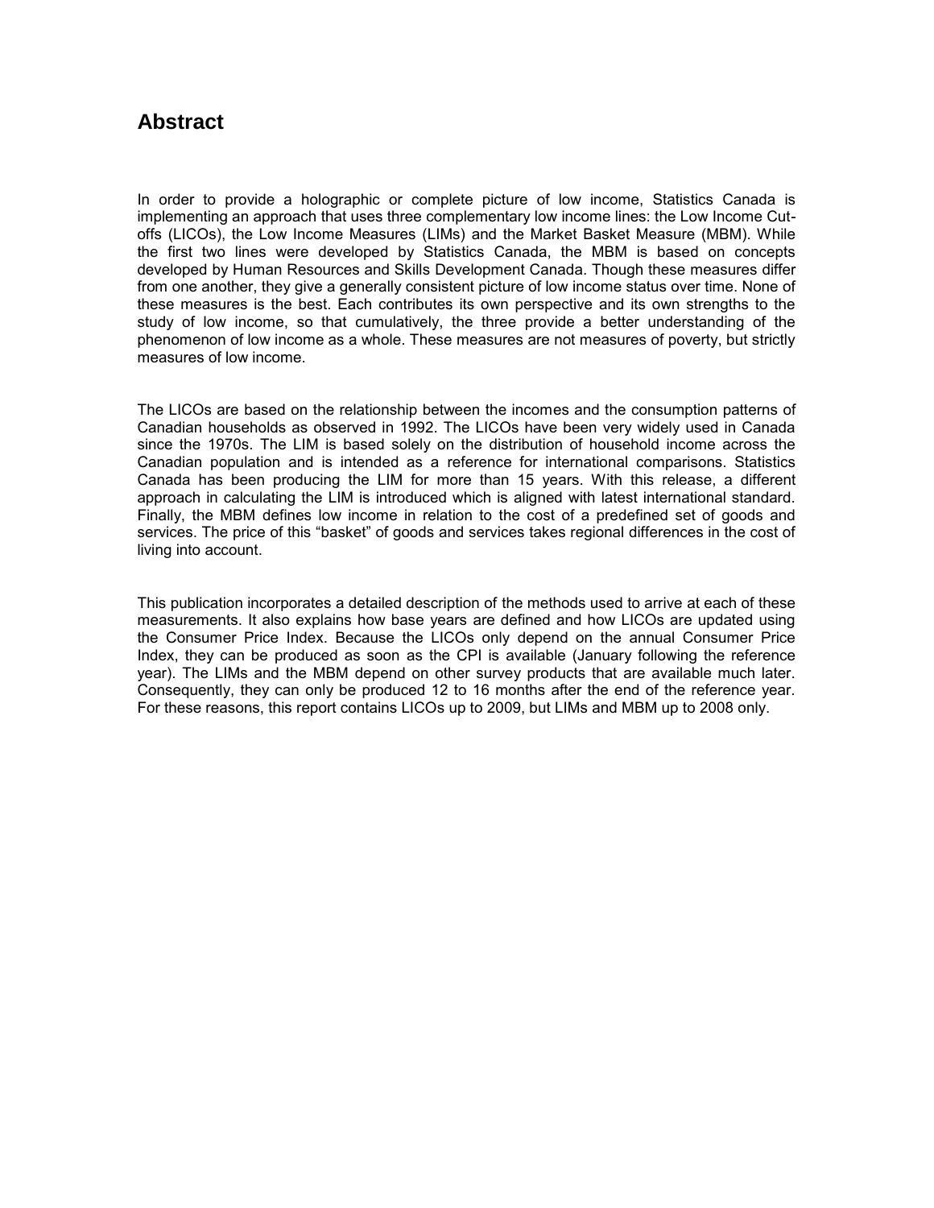## Abstract

In order to provide a holographic or complete picture of low income, Statistics Canada is implementing an approach that uses three complementary low income lines: the Low Income Cut-offs (LICOs), the Low Income Measures (LIMs) and the Market Basket Measure (MBM). While the first two lines were developed by Statistics Canada, the MBM is based on concepts developed by Human Resources and Skills Development Canada. Though these measures differ from one another, they give a generally consistent picture of low income status over time. None of these measures is the best. Each contributes its own perspective and its own strengths to the study of low income, so that cumulatively, the three provide a better understanding of the phenomenon of low income as a whole. These measures are not measures of poverty, but strictly measures of low income.

The LICOs are based on the relationship between the incomes and the consumption patterns of Canadian households as observed in 1992. The LICOs have been very widely used in Canada since the 1970s. The LIM is based solely on the distribution of household income across the Canadian population and is intended as a reference for international comparisons. Statistics Canada has been producing the LIM for more than 15 years. With this release, a different approach in calculating the LIM is introduced which is aligned with latest international standard. Finally, the MBM defines low income in relation to the cost of a predefined set of goods and services. The price of this "basket" of goods and services takes regional differences in the cost of living into account.

This publication incorporates a detailed description of the methods used to arrive at each of these measurements. It also explains how base years are defined and how LICOs are updated using the Consumer Price Index. Because the LICOs only depend on the annual Consumer Price Index, they can be produced as soon as the CPI is available (January following the reference year). The LIMs and the MBM depend on other survey products that are available much later. Consequently, they can only be produced 12 to 16 months after the end of the reference year. For these reasons, this report contains LICOs up to 2009, but LIMs and MBM up to 2008 only.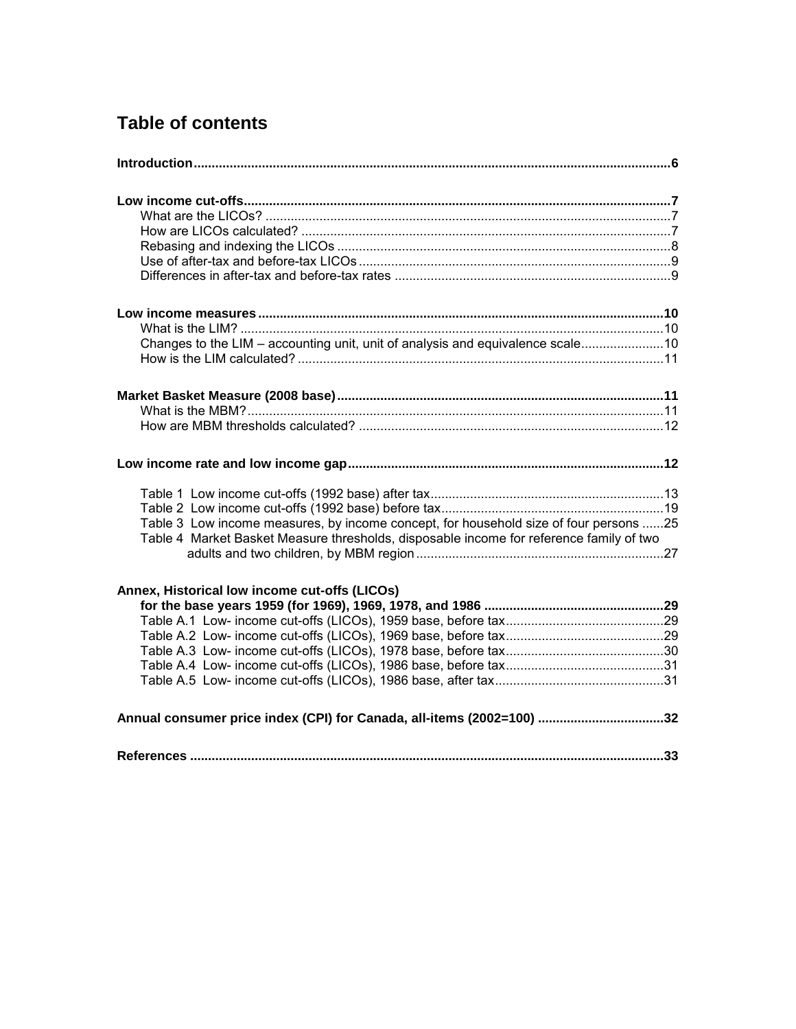## Table of contents

**Introduction** .......... **6**

**Low income cut-offs** .......... **7**
- What are the LICOs? .......... 7
- How are LICOs calculated? .......... 7
- Rebasing and indexing the LICOs .......... 8
- Use of after-tax and before-tax LICOs .......... 9
- Differences in after-tax and before-tax rates .......... 9

**Low income measures** .......... **10**
- What is the LIM? .......... 10
- Changes to the LIM – accounting unit, unit of analysis and equivalence scale .......... 10
- How is the LIM calculated? .......... 11

**Market Basket Measure (2008 base)** .......... **11**
- What is the MBM? .......... 11
- How are MBM thresholds calculated? .......... 12

**Low income rate and low income gap** .......... **12**

- Table 1 Low income cut-offs (1992 base) after tax .......... 13
- Table 2 Low income cut-offs (1992 base) before tax .......... 19
- Table 3 Low income measures, by income concept, for household size of four persons .......... 25
- Table 4 Market Basket Measure thresholds, disposable income for reference family of two adults and two children, by MBM region .......... 27

**Annex, Historical low income cut-offs (LICOs) for the base years 1959 (for 1969), 1969, 1978, and 1986** .......... **29**
- Table A.1 Low- income cut-offs (LICOs), 1959 base, before tax .......... 29
- Table A.2 Low- income cut-offs (LICOs), 1969 base, before tax .......... 29
- Table A.3 Low- income cut-offs (LICOs), 1978 base, before tax .......... 30
- Table A.4 Low- income cut-offs (LICOs), 1986 base, before tax .......... 31
- Table A.5 Low- income cut-offs (LICOs), 1986 base, after tax .......... 31

**Annual consumer price index (CPI) for Canada, all-items (2002=100)** .......... **32**

**References** .......... **33**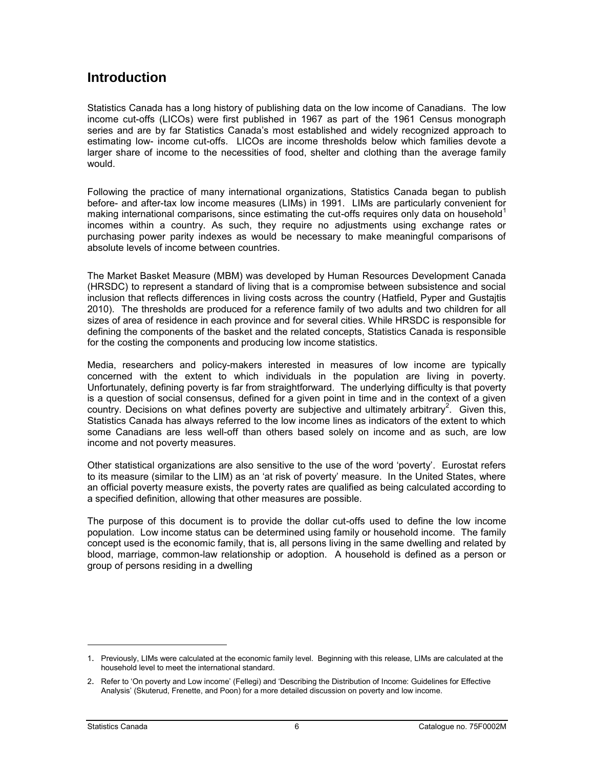# Introduction

Statistics Canada has a long history of publishing data on the low income of Canadians. The low income cut-offs (LICOs) were first published in 1967 as part of the 1961 Census monograph series and are by far Statistics Canada's most established and widely recognized approach to estimating low- income cut-offs. LICOs are income thresholds below which families devote a larger share of income to the necessities of food, shelter and clothing than the average family would.

Following the practice of many international organizations, Statistics Canada began to publish before- and after-tax low income measures (LIMs) in 1991. LIMs are particularly convenient for making international comparisons, since estimating the cut-offs requires only data on household[1] incomes within a country. As such, they require no adjustments using exchange rates or purchasing power parity indexes as would be necessary to make meaningful comparisons of absolute levels of income between countries.

The Market Basket Measure (MBM) was developed by Human Resources Development Canada (HRSDC) to represent a standard of living that is a compromise between subsistence and social inclusion that reflects differences in living costs across the country (Hatfield, Pyper and Gustajtis 2010). The thresholds are produced for a reference family of two adults and two children for all sizes of area of residence in each province and for several cities. While HRSDC is responsible for defining the components of the basket and the related concepts, Statistics Canada is responsible for the costing the components and producing low income statistics.

Media, researchers and policy-makers interested in measures of low income are typically concerned with the extent to which individuals in the population are living in poverty. Unfortunately, defining poverty is far from straightforward. The underlying difficulty is that poverty is a question of social consensus, defined for a given point in time and in the context of a given country. Decisions on what defines poverty are subjective and ultimately arbitrary[2]. Given this, Statistics Canada has always referred to the low income lines as indicators of the extent to which some Canadians are less well-off than others based solely on income and as such, are low income and not poverty measures.

Other statistical organizations are also sensitive to the use of the word 'poverty'. Eurostat refers to its measure (similar to the LIM) as an 'at risk of poverty' measure. In the United States, where an official poverty measure exists, the poverty rates are qualified as being calculated according to a specified definition, allowing that other measures are possible.

The purpose of this document is to provide the dollar cut-offs used to define the low income population. Low income status can be determined using family or household income. The family concept used is the economic family, that is, all persons living in the same dwelling and related by blood, marriage, common-law relationship or adoption. A household is defined as a person or group of persons residing in a dwelling

---

1. Previously, LIMs were calculated at the economic family level. Beginning with this release, LIMs are calculated at the household level to meet the international standard.
2. Refer to 'On poverty and Low income' (Fellegi) and 'Describing the Distribution of Income: Guidelines for Effective Analysis' (Skuterud, Frenette, and Poon) for a more detailed discussion on poverty and low income.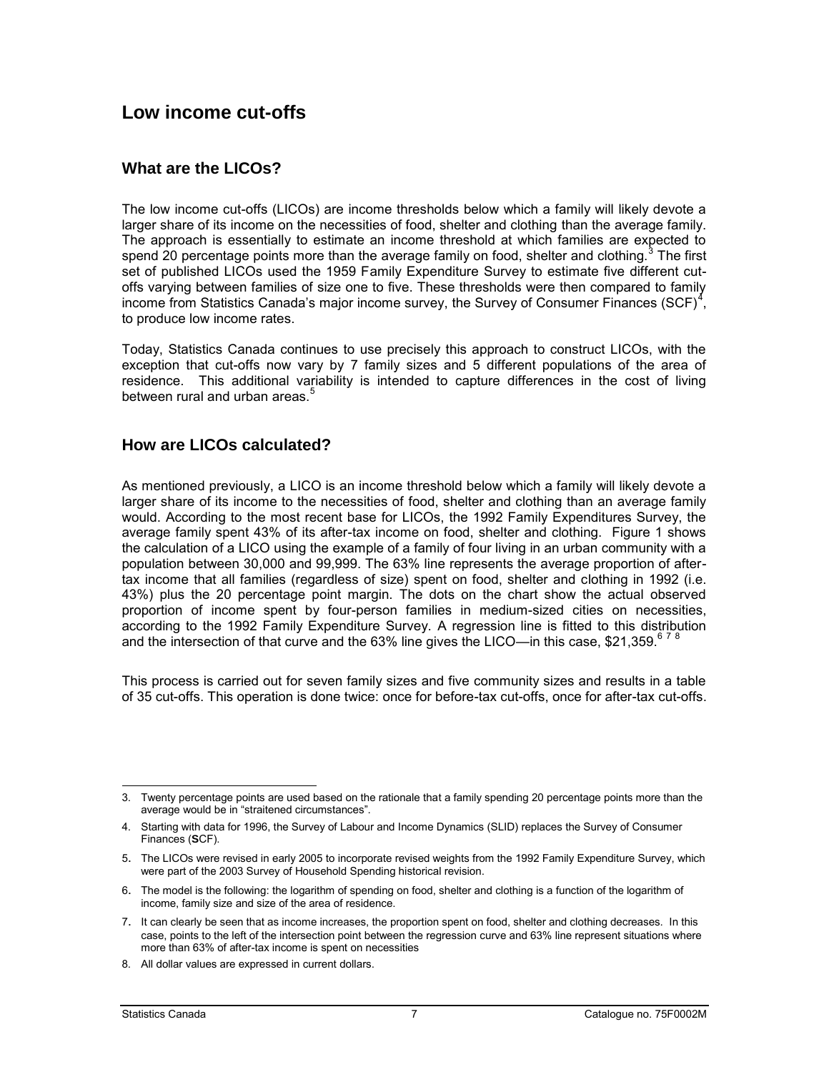## Low income cut-offs

### What are the LICOs?

The low income cut-offs (LICOs) are income thresholds below which a family will likely devote a larger share of its income on the necessities of food, shelter and clothing than the average family. The approach is essentially to estimate an income threshold at which families are expected to spend 20 percentage points more than the average family on food, shelter and clothing.[3] The first set of published LICOs used the 1959 Family Expenditure Survey to estimate five different cut-offs varying between families of size one to five. These thresholds were then compared to family income from Statistics Canada's major income survey, the Survey of Consumer Finances (SCF)[4], to produce low income rates.

Today, Statistics Canada continues to use precisely this approach to construct LICOs, with the exception that cut-offs now vary by 7 family sizes and 5 different populations of the area of residence. This additional variability is intended to capture differences in the cost of living between rural and urban areas.[5]

### How are LICOs calculated?

As mentioned previously, a LICO is an income threshold below which a family will likely devote a larger share of its income to the necessities of food, shelter and clothing than an average family would. According to the most recent base for LICOs, the 1992 Family Expenditures Survey, the average family spent 43% of its after-tax income on food, shelter and clothing. Figure 1 shows the calculation of a LICO using the example of a family of four living in an urban community with a population between 30,000 and 99,999. The 63% line represents the average proportion of after-tax income that all families (regardless of size) spent on food, shelter and clothing in 1992 (i.e. 43%) plus the 20 percentage point margin. The dots on the chart show the actual observed proportion of income spent by four-person families in medium-sized cities on necessities, according to the 1992 Family Expenditure Survey. A regression line is fitted to this distribution and the intersection of that curve and the 63% line gives the LICO—in this case, $21,359.[6 7 8]

This process is carried out for seven family sizes and five community sizes and results in a table of 35 cut-offs. This operation is done twice: once for before-tax cut-offs, once for after-tax cut-offs.

---

3. Twenty percentage points are used based on the rationale that a family spending 20 percentage points more than the average would be in "straitened circumstances".
4. Starting with data for 1996, the Survey of Labour and Income Dynamics (SLID) replaces the Survey of Consumer Finances (**S**CF).
5. The LICOs were revised in early 2005 to incorporate revised weights from the 1992 Family Expenditure Survey, which were part of the 2003 Survey of Household Spending historical revision.
6. The model is the following: the logarithm of spending on food, shelter and clothing is a function of the logarithm of income, family size and size of the area of residence.
7. It can clearly be seen that as income increases, the proportion spent on food, shelter and clothing decreases. In this case, points to the left of the intersection point between the regression curve and 63% line represent situations where more than 63% of after-tax income is spent on necessities
8. All dollar values are expressed in current dollars.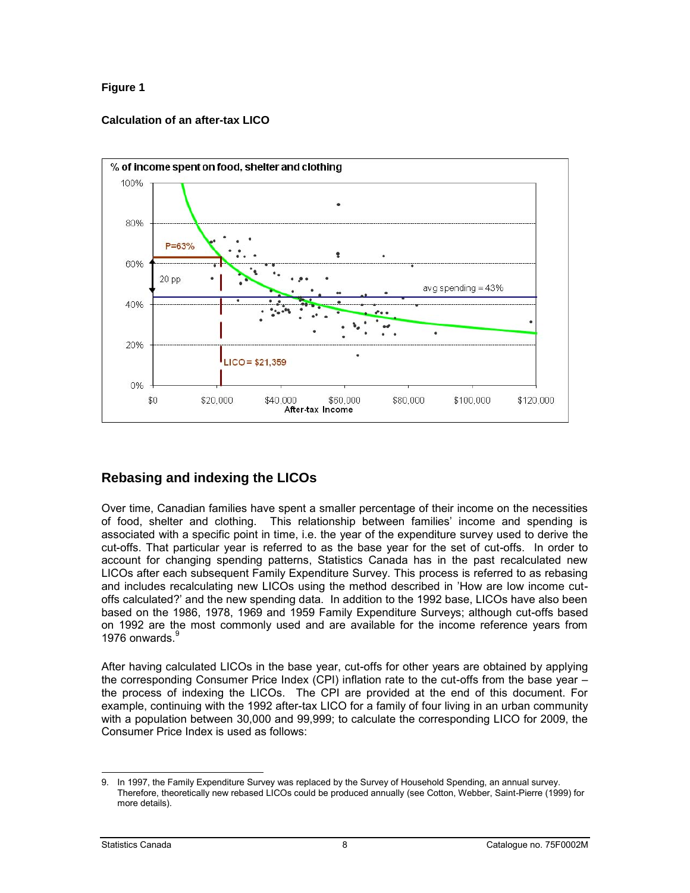**Figure 1**

**Calculation of an after-tax LICO**

## Rebasing and indexing the LICOs

Over time, Canadian families have spent a smaller percentage of their income on the necessities of food, shelter and clothing. This relationship between families' income and spending is associated with a specific point in time, i.e. the year of the expenditure survey used to derive the cut-offs. That particular year is referred to as the base year for the set of cut-offs. In order to account for changing spending patterns, Statistics Canada has in the past recalculated new LICOs after each subsequent Family Expenditure Survey. This process is referred to as rebasing and includes recalculating new LICOs using the method described in 'How are low income cut-offs calculated?' and the new spending data. In addition to the 1992 base, LICOs have also been based on the 1986, 1978, 1969 and 1959 Family Expenditure Surveys; although cut-offs based on 1992 are the most commonly used and are available for the income reference years from 1976 onwards.[9]

After having calculated LICOs in the base year, cut-offs for other years are obtained by applying the corresponding Consumer Price Index (CPI) inflation rate to the cut-offs from the base year – the process of indexing the LICOs. The CPI are provided at the end of this document. For example, continuing with the 1992 after-tax LICO for a family of four living in an urban community with a population between 30,000 and 99,999; to calculate the corresponding LICO for 2009, the Consumer Price Index is used as follows:

---

9. In 1997, the Family Expenditure Survey was replaced by the Survey of Household Spending, an annual survey. Therefore, theoretically new rebased LICOs could be produced annually (see Cotton, Webber, Saint-Pierre (1999) for more details).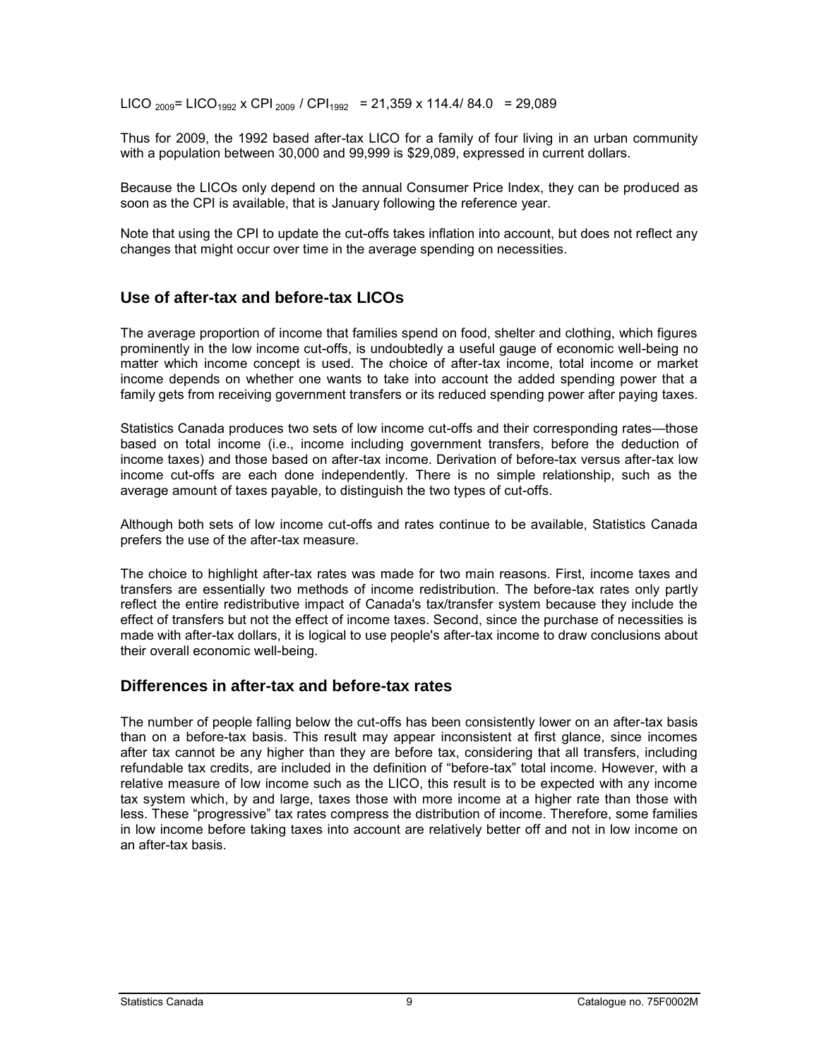$LICO_{2009} = LICO_{1992} \times CPI_{2009} / CPI_{1992} = 21{,}359 \times 114.4 / 84.0 = 29{,}089$

Thus for 2009, the 1992 based after-tax LICO for a family of four living in an urban community with a population between 30,000 and 99,999 is $29,089, expressed in current dollars.

Because the LICOs only depend on the annual Consumer Price Index, they can be produced as soon as the CPI is available, that is January following the reference year.

Note that using the CPI to update the cut-offs takes inflation into account, but does not reflect any changes that might occur over time in the average spending on necessities.

## Use of after-tax and before-tax LICOs

The average proportion of income that families spend on food, shelter and clothing, which figures prominently in the low income cut-offs, is undoubtedly a useful gauge of economic well-being no matter which income concept is used. The choice of after-tax income, total income or market income depends on whether one wants to take into account the added spending power that a family gets from receiving government transfers or its reduced spending power after paying taxes.

Statistics Canada produces two sets of low income cut-offs and their corresponding rates—those based on total income (i.e., income including government transfers, before the deduction of income taxes) and those based on after-tax income. Derivation of before-tax versus after-tax low income cut-offs are each done independently. There is no simple relationship, such as the average amount of taxes payable, to distinguish the two types of cut-offs.

Although both sets of low income cut-offs and rates continue to be available, Statistics Canada prefers the use of the after-tax measure.

The choice to highlight after-tax rates was made for two main reasons. First, income taxes and transfers are essentially two methods of income redistribution. The before-tax rates only partly reflect the entire redistributive impact of Canada's tax/transfer system because they include the effect of transfers but not the effect of income taxes. Second, since the purchase of necessities is made with after-tax dollars, it is logical to use people's after-tax income to draw conclusions about their overall economic well-being.

## Differences in after-tax and before-tax rates

The number of people falling below the cut-offs has been consistently lower on an after-tax basis than on a before-tax basis. This result may appear inconsistent at first glance, since incomes after tax cannot be any higher than they are before tax, considering that all transfers, including refundable tax credits, are included in the definition of "before-tax" total income. However, with a relative measure of low income such as the LICO, this result is to be expected with any income tax system which, by and large, taxes those with more income at a higher rate than those with less. These "progressive" tax rates compress the distribution of income. Therefore, some families in low income before taking taxes into account are relatively better off and not in low income on an after-tax basis.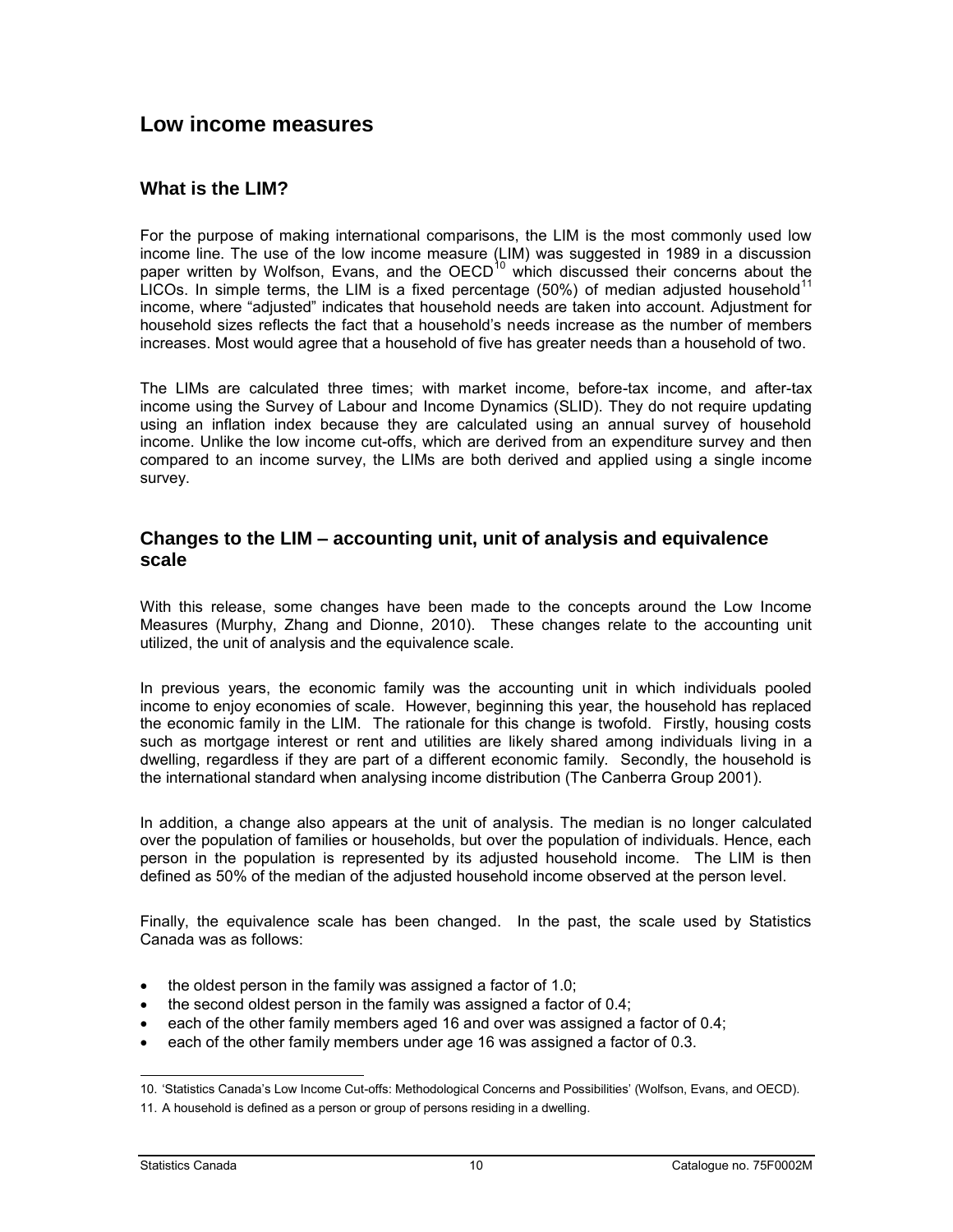## Low income measures

### What is the LIM?

For the purpose of making international comparisons, the LIM is the most commonly used low income line. The use of the low income measure (LIM) was suggested in 1989 in a discussion paper written by Wolfson, Evans, and the OECD[10] which discussed their concerns about the LICOs. In simple terms, the LIM is a fixed percentage (50%) of median adjusted household[11] income, where "adjusted" indicates that household needs are taken into account. Adjustment for household sizes reflects the fact that a household's needs increase as the number of members increases. Most would agree that a household of five has greater needs than a household of two.

The LIMs are calculated three times; with market income, before-tax income, and after-tax income using the Survey of Labour and Income Dynamics (SLID). They do not require updating using an inflation index because they are calculated using an annual survey of household income. Unlike the low income cut-offs, which are derived from an expenditure survey and then compared to an income survey, the LIMs are both derived and applied using a single income survey.

### Changes to the LIM – accounting unit, unit of analysis and equivalence scale

With this release, some changes have been made to the concepts around the Low Income Measures (Murphy, Zhang and Dionne, 2010). These changes relate to the accounting unit utilized, the unit of analysis and the equivalence scale.

In previous years, the economic family was the accounting unit in which individuals pooled income to enjoy economies of scale. However, beginning this year, the household has replaced the economic family in the LIM. The rationale for this change is twofold. Firstly, housing costs such as mortgage interest or rent and utilities are likely shared among individuals living in a dwelling, regardless if they are part of a different economic family. Secondly, the household is the international standard when analysing income distribution (The Canberra Group 2001).

In addition, a change also appears at the unit of analysis. The median is no longer calculated over the population of families or households, but over the population of individuals. Hence, each person in the population is represented by its adjusted household income. The LIM is then defined as 50% of the median of the adjusted household income observed at the person level.

Finally, the equivalence scale has been changed. In the past, the scale used by Statistics Canada was as follows:

- the oldest person in the family was assigned a factor of 1.0;
- the second oldest person in the family was assigned a factor of 0.4;
- each of the other family members aged 16 and over was assigned a factor of 0.4;
- each of the other family members under age 16 was assigned a factor of 0.3.

10. 'Statistics Canada's Low Income Cut-offs: Methodological Concerns and Possibilities' (Wolfson, Evans, and OECD).

11. A household is defined as a person or group of persons residing in a dwelling.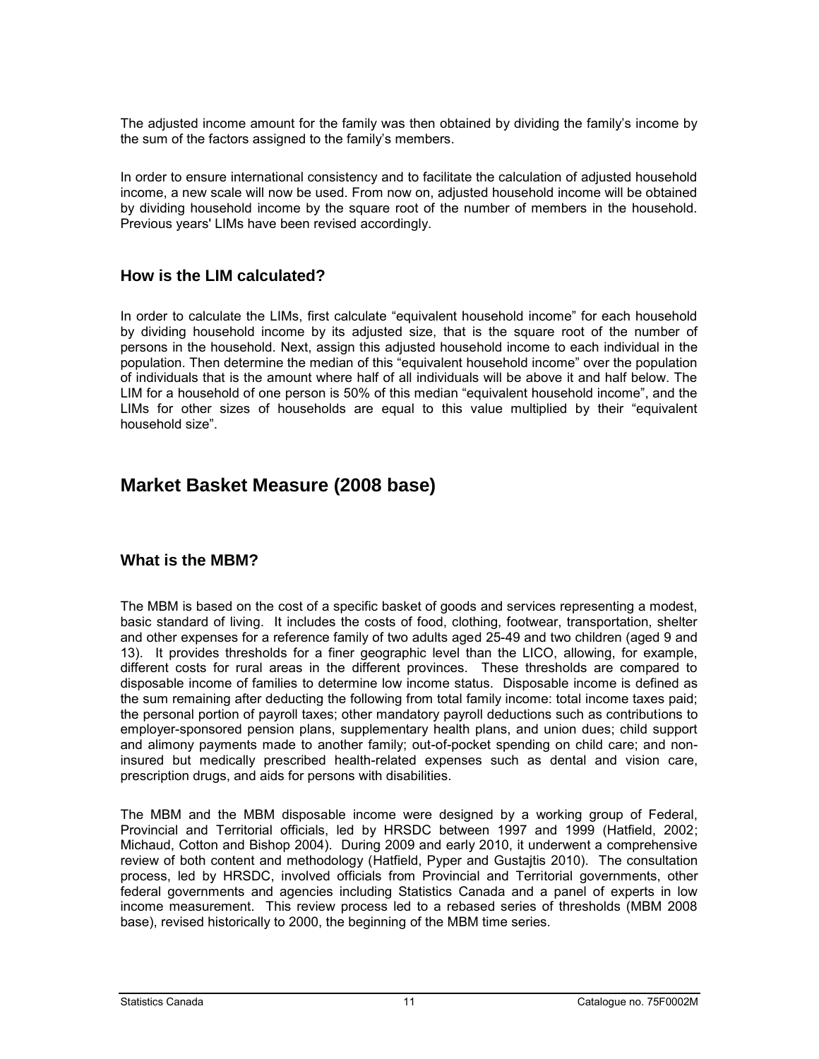The adjusted income amount for the family was then obtained by dividing the family's income by the sum of the factors assigned to the family's members.

In order to ensure international consistency and to facilitate the calculation of adjusted household income, a new scale will now be used. From now on, adjusted household income will be obtained by dividing household income by the square root of the number of members in the household. Previous years' LIMs have been revised accordingly.

### How is the LIM calculated?

In order to calculate the LIMs, first calculate "equivalent household income" for each household by dividing household income by its adjusted size, that is the square root of the number of persons in the household. Next, assign this adjusted household income to each individual in the population. Then determine the median of this "equivalent household income" over the population of individuals that is the amount where half of all individuals will be above it and half below. The LIM for a household of one person is 50% of this median "equivalent household income", and the LIMs for other sizes of households are equal to this value multiplied by their "equivalent household size".

## Market Basket Measure (2008 base)

### What is the MBM?

The MBM is based on the cost of a specific basket of goods and services representing a modest, basic standard of living. It includes the costs of food, clothing, footwear, transportation, shelter and other expenses for a reference family of two adults aged 25-49 and two children (aged 9 and 13). It provides thresholds for a finer geographic level than the LICO, allowing, for example, different costs for rural areas in the different provinces. These thresholds are compared to disposable income of families to determine low income status. Disposable income is defined as the sum remaining after deducting the following from total family income: total income taxes paid; the personal portion of payroll taxes; other mandatory payroll deductions such as contributions to employer-sponsored pension plans, supplementary health plans, and union dues; child support and alimony payments made to another family; out-of-pocket spending on child care; and non-insured but medically prescribed health-related expenses such as dental and vision care, prescription drugs, and aids for persons with disabilities.

The MBM and the MBM disposable income were designed by a working group of Federal, Provincial and Territorial officials, led by HRSDC between 1997 and 1999 (Hatfield, 2002; Michaud, Cotton and Bishop 2004). During 2009 and early 2010, it underwent a comprehensive review of both content and methodology (Hatfield, Pyper and Gustajtis 2010). The consultation process, led by HRSDC, involved officials from Provincial and Territorial governments, other federal governments and agencies including Statistics Canada and a panel of experts in low income measurement. This review process led to a rebased series of thresholds (MBM 2008 base), revised historically to 2000, the beginning of the MBM time series.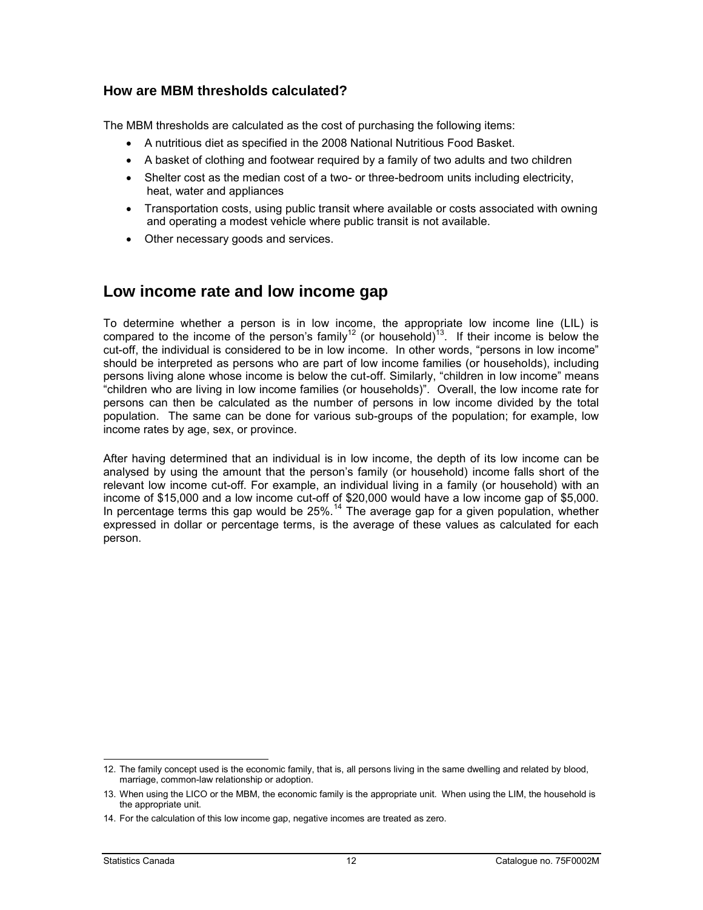### How are MBM thresholds calculated?

The MBM thresholds are calculated as the cost of purchasing the following items:

- A nutritious diet as specified in the 2008 National Nutritious Food Basket.
- A basket of clothing and footwear required by a family of two adults and two children
- Shelter cost as the median cost of a two- or three-bedroom units including electricity, heat, water and appliances
- Transportation costs, using public transit where available or costs associated with owning and operating a modest vehicle where public transit is not available.
- Other necessary goods and services.

## Low income rate and low income gap

To determine whether a person is in low income, the appropriate low income line (LIL) is compared to the income of the person's family[12] (or household)[13]. If their income is below the cut-off, the individual is considered to be in low income. In other words, "persons in low income" should be interpreted as persons who are part of low income families (or households), including persons living alone whose income is below the cut-off. Similarly, "children in low income" means "children who are living in low income families (or households)". Overall, the low income rate for persons can then be calculated as the number of persons in low income divided by the total population. The same can be done for various sub-groups of the population; for example, low income rates by age, sex, or province.

After having determined that an individual is in low income, the depth of its low income can be analysed by using the amount that the person's family (or household) income falls short of the relevant low income cut-off. For example, an individual living in a family (or household) with an income of $15,000 and a low income cut-off of $20,000 would have a low income gap of $5,000. In percentage terms this gap would be 25%.[14] The average gap for a given population, whether expressed in dollar or percentage terms, is the average of these values as calculated for each person.

---

12. The family concept used is the economic family, that is, all persons living in the same dwelling and related by blood, marriage, common-law relationship or adoption.

13. When using the LICO or the MBM, the economic family is the appropriate unit. When using the LIM, the household is the appropriate unit.

14. For the calculation of this low income gap, negative incomes are treated as zero.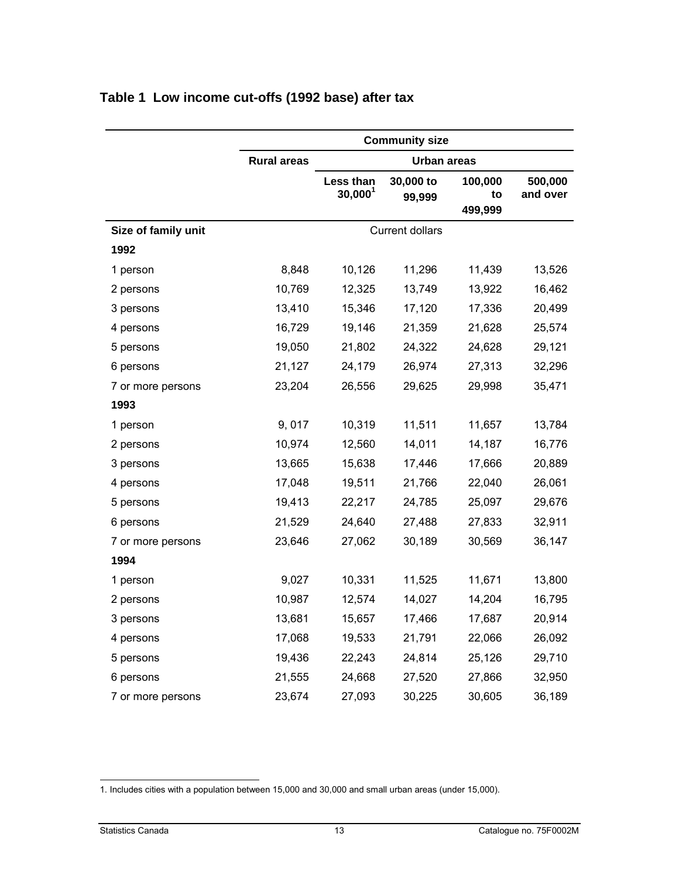## Table 1 Low income cut-offs (1992 base) after tax

| | Community size | | | | |
|---|---|---|---|---|---|
| | Rural areas | Urban areas | | | |
| | | Less than 30,000[1] | 30,000 to 99,999 | 100,000 to 499,999 | 500,000 and over |
| **Size of family unit** | Current dollars | | | | |
| **1992** | | | | | |
| 1 person | 8,848 | 10,126 | 11,296 | 11,439 | 13,526 |
| 2 persons | 10,769 | 12,325 | 13,749 | 13,922 | 16,462 |
| 3 persons | 13,410 | 15,346 | 17,120 | 17,336 | 20,499 |
| 4 persons | 16,729 | 19,146 | 21,359 | 21,628 | 25,574 |
| 5 persons | 19,050 | 21,802 | 24,322 | 24,628 | 29,121 |
| 6 persons | 21,127 | 24,179 | 26,974 | 27,313 | 32,296 |
| 7 or more persons | 23,204 | 26,556 | 29,625 | 29,998 | 35,471 |
| **1993** | | | | | |
| 1 person | 9, 017 | 10,319 | 11,511 | 11,657 | 13,784 |
| 2 persons | 10,974 | 12,560 | 14,011 | 14,187 | 16,776 |
| 3 persons | 13,665 | 15,638 | 17,446 | 17,666 | 20,889 |
| 4 persons | 17,048 | 19,511 | 21,766 | 22,040 | 26,061 |
| 5 persons | 19,413 | 22,217 | 24,785 | 25,097 | 29,676 |
| 6 persons | 21,529 | 24,640 | 27,488 | 27,833 | 32,911 |
| 7 or more persons | 23,646 | 27,062 | 30,189 | 30,569 | 36,147 |
| **1994** | | | | | |
| 1 person | 9,027 | 10,331 | 11,525 | 11,671 | 13,800 |
| 2 persons | 10,987 | 12,574 | 14,027 | 14,204 | 16,795 |
| 3 persons | 13,681 | 15,657 | 17,466 | 17,687 | 20,914 |
| 4 persons | 17,068 | 19,533 | 21,791 | 22,066 | 26,092 |
| 5 persons | 19,436 | 22,243 | 24,814 | 25,126 | 29,710 |
| 6 persons | 21,555 | 24,668 | 27,520 | 27,866 | 32,950 |
| 7 or more persons | 23,674 | 27,093 | 30,225 | 30,605 | 36,189 |

1. Includes cities with a population between 15,000 and 30,000 and small urban areas (under 15,000).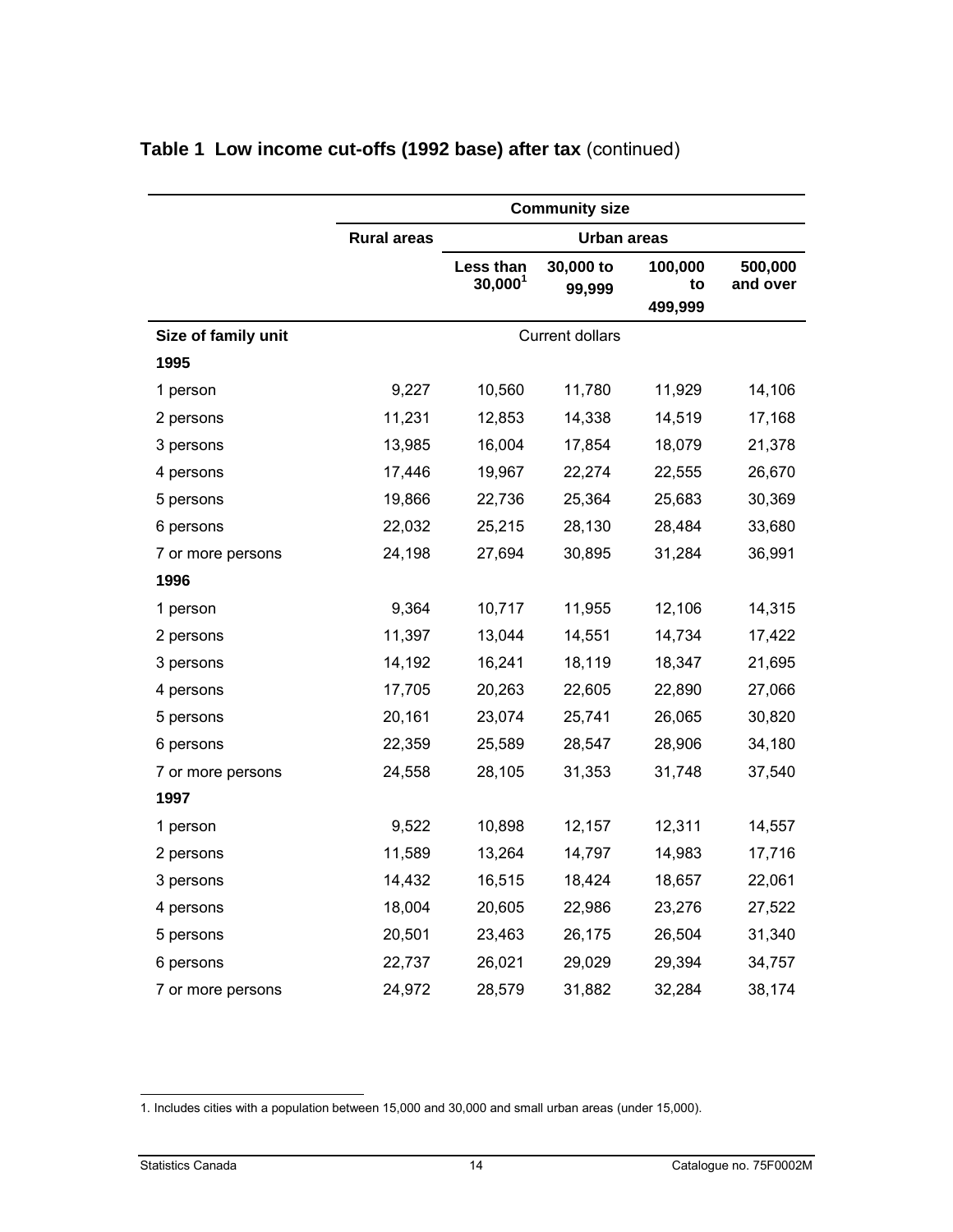## Table 1 Low income cut-offs (1992 base) after tax (continued)

| | Community size | | | | |
|---|---|---|---|---|---|
| | Rural areas | Urban areas | | | |
| | | Less than 30,000[1] | 30,000 to 99,999 | 100,000 to 499,999 | 500,000 and over |
| **Size of family unit** | Current dollars | | | | |
| **1995** | | | | | |
| 1 person | 9,227 | 10,560 | 11,780 | 11,929 | 14,106 |
| 2 persons | 11,231 | 12,853 | 14,338 | 14,519 | 17,168 |
| 3 persons | 13,985 | 16,004 | 17,854 | 18,079 | 21,378 |
| 4 persons | 17,446 | 19,967 | 22,274 | 22,555 | 26,670 |
| 5 persons | 19,866 | 22,736 | 25,364 | 25,683 | 30,369 |
| 6 persons | 22,032 | 25,215 | 28,130 | 28,484 | 33,680 |
| 7 or more persons | 24,198 | 27,694 | 30,895 | 31,284 | 36,991 |
| **1996** | | | | | |
| 1 person | 9,364 | 10,717 | 11,955 | 12,106 | 14,315 |
| 2 persons | 11,397 | 13,044 | 14,551 | 14,734 | 17,422 |
| 3 persons | 14,192 | 16,241 | 18,119 | 18,347 | 21,695 |
| 4 persons | 17,705 | 20,263 | 22,605 | 22,890 | 27,066 |
| 5 persons | 20,161 | 23,074 | 25,741 | 26,065 | 30,820 |
| 6 persons | 22,359 | 25,589 | 28,547 | 28,906 | 34,180 |
| 7 or more persons | 24,558 | 28,105 | 31,353 | 31,748 | 37,540 |
| **1997** | | | | | |
| 1 person | 9,522 | 10,898 | 12,157 | 12,311 | 14,557 |
| 2 persons | 11,589 | 13,264 | 14,797 | 14,983 | 17,716 |
| 3 persons | 14,432 | 16,515 | 18,424 | 18,657 | 22,061 |
| 4 persons | 18,004 | 20,605 | 22,986 | 23,276 | 27,522 |
| 5 persons | 20,501 | 23,463 | 26,175 | 26,504 | 31,340 |
| 6 persons | 22,737 | 26,021 | 29,029 | 29,394 | 34,757 |
| 7 or more persons | 24,972 | 28,579 | 31,882 | 32,284 | 38,174 |

1. Includes cities with a population between 15,000 and 30,000 and small urban areas (under 15,000).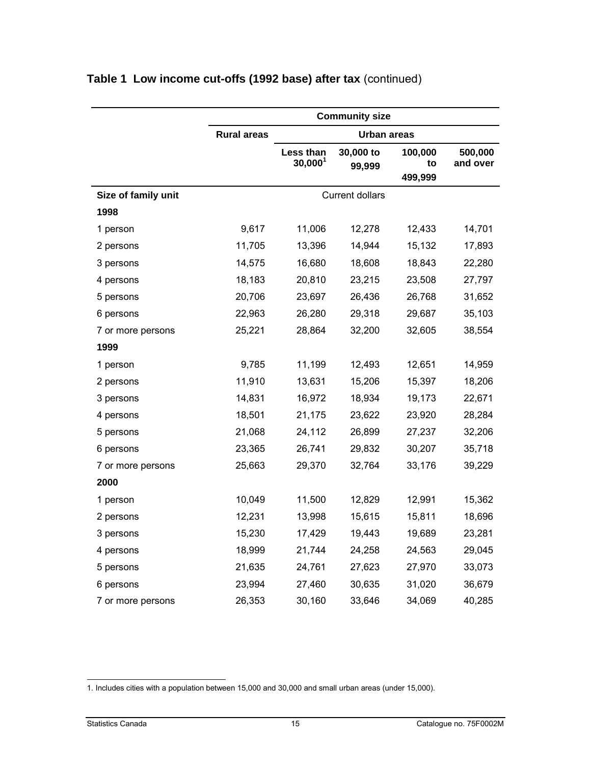**Table 1 Low income cut-offs (1992 base) after tax** (continued)

| | Community size | | | | |
|---|---|---|---|---|---|
| | Rural areas | Urban areas | | | |
| | | Less than 30,000[1] | 30,000 to 99,999 | 100,000 to 499,999 | 500,000 and over |
| **Size of family unit** | Current dollars | | | | |
| **1998** | | | | | |
| 1 person | 9,617 | 11,006 | 12,278 | 12,433 | 14,701 |
| 2 persons | 11,705 | 13,396 | 14,944 | 15,132 | 17,893 |
| 3 persons | 14,575 | 16,680 | 18,608 | 18,843 | 22,280 |
| 4 persons | 18,183 | 20,810 | 23,215 | 23,508 | 27,797 |
| 5 persons | 20,706 | 23,697 | 26,436 | 26,768 | 31,652 |
| 6 persons | 22,963 | 26,280 | 29,318 | 29,687 | 35,103 |
| 7 or more persons | 25,221 | 28,864 | 32,200 | 32,605 | 38,554 |
| **1999** | | | | | |
| 1 person | 9,785 | 11,199 | 12,493 | 12,651 | 14,959 |
| 2 persons | 11,910 | 13,631 | 15,206 | 15,397 | 18,206 |
| 3 persons | 14,831 | 16,972 | 18,934 | 19,173 | 22,671 |
| 4 persons | 18,501 | 21,175 | 23,622 | 23,920 | 28,284 |
| 5 persons | 21,068 | 24,112 | 26,899 | 27,237 | 32,206 |
| 6 persons | 23,365 | 26,741 | 29,832 | 30,207 | 35,718 |
| 7 or more persons | 25,663 | 29,370 | 32,764 | 33,176 | 39,229 |
| **2000** | | | | | |
| 1 person | 10,049 | 11,500 | 12,829 | 12,991 | 15,362 |
| 2 persons | 12,231 | 13,998 | 15,615 | 15,811 | 18,696 |
| 3 persons | 15,230 | 17,429 | 19,443 | 19,689 | 23,281 |
| 4 persons | 18,999 | 21,744 | 24,258 | 24,563 | 29,045 |
| 5 persons | 21,635 | 24,761 | 27,623 | 27,970 | 33,073 |
| 6 persons | 23,994 | 27,460 | 30,635 | 31,020 | 36,679 |
| 7 or more persons | 26,353 | 30,160 | 33,646 | 34,069 | 40,285 |

1. Includes cities with a population between 15,000 and 30,000 and small urban areas (under 15,000).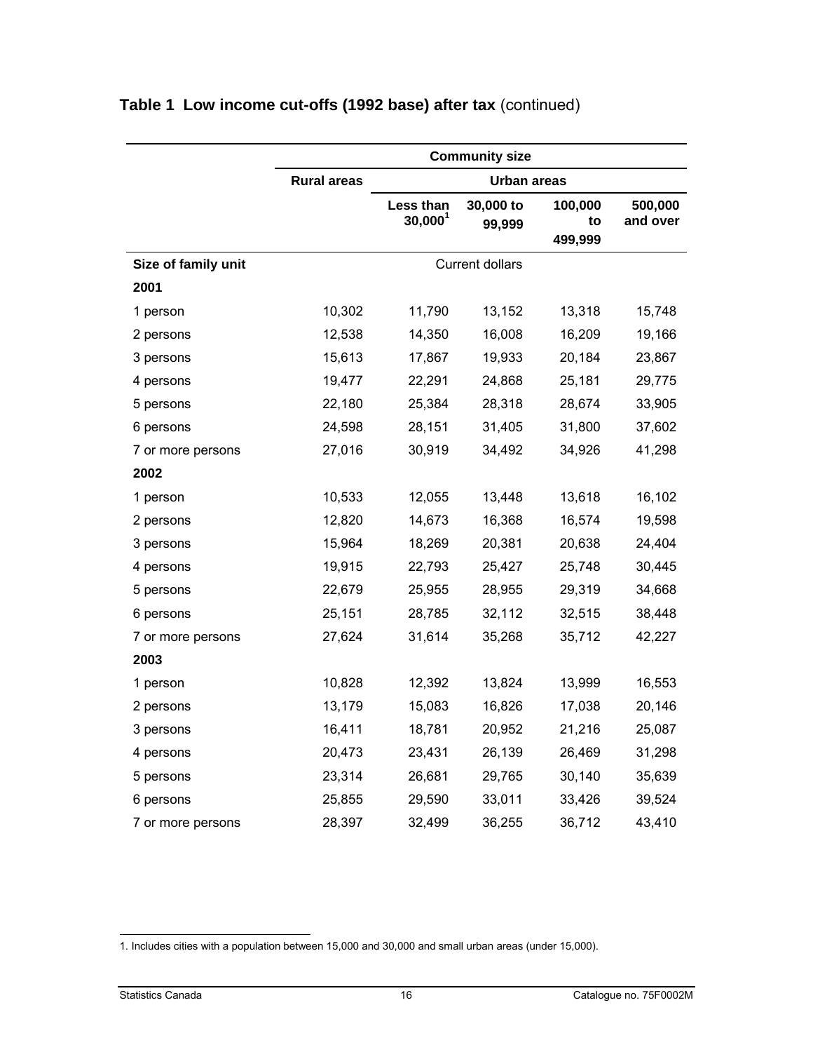## Table 1 Low income cut-offs (1992 base) after tax (continued)

| | Community size | | | | |
|---|---|---|---|---|---|
| | Rural areas | Urban areas | | | |
| | | Less than 30,000[1] | 30,000 to 99,999 | 100,000 to 499,999 | 500,000 and over |
| **Size of family unit** | Current dollars | | | | |
| **2001** | | | | | |
| 1 person | 10,302 | 11,790 | 13,152 | 13,318 | 15,748 |
| 2 persons | 12,538 | 14,350 | 16,008 | 16,209 | 19,166 |
| 3 persons | 15,613 | 17,867 | 19,933 | 20,184 | 23,867 |
| 4 persons | 19,477 | 22,291 | 24,868 | 25,181 | 29,775 |
| 5 persons | 22,180 | 25,384 | 28,318 | 28,674 | 33,905 |
| 6 persons | 24,598 | 28,151 | 31,405 | 31,800 | 37,602 |
| 7 or more persons | 27,016 | 30,919 | 34,492 | 34,926 | 41,298 |
| **2002** | | | | | |
| 1 person | 10,533 | 12,055 | 13,448 | 13,618 | 16,102 |
| 2 persons | 12,820 | 14,673 | 16,368 | 16,574 | 19,598 |
| 3 persons | 15,964 | 18,269 | 20,381 | 20,638 | 24,404 |
| 4 persons | 19,915 | 22,793 | 25,427 | 25,748 | 30,445 |
| 5 persons | 22,679 | 25,955 | 28,955 | 29,319 | 34,668 |
| 6 persons | 25,151 | 28,785 | 32,112 | 32,515 | 38,448 |
| 7 or more persons | 27,624 | 31,614 | 35,268 | 35,712 | 42,227 |
| **2003** | | | | | |
| 1 person | 10,828 | 12,392 | 13,824 | 13,999 | 16,553 |
| 2 persons | 13,179 | 15,083 | 16,826 | 17,038 | 20,146 |
| 3 persons | 16,411 | 18,781 | 20,952 | 21,216 | 25,087 |
| 4 persons | 20,473 | 23,431 | 26,139 | 26,469 | 31,298 |
| 5 persons | 23,314 | 26,681 | 29,765 | 30,140 | 35,639 |
| 6 persons | 25,855 | 29,590 | 33,011 | 33,426 | 39,524 |
| 7 or more persons | 28,397 | 32,499 | 36,255 | 36,712 | 43,410 |

1. Includes cities with a population between 15,000 and 30,000 and small urban areas (under 15,000).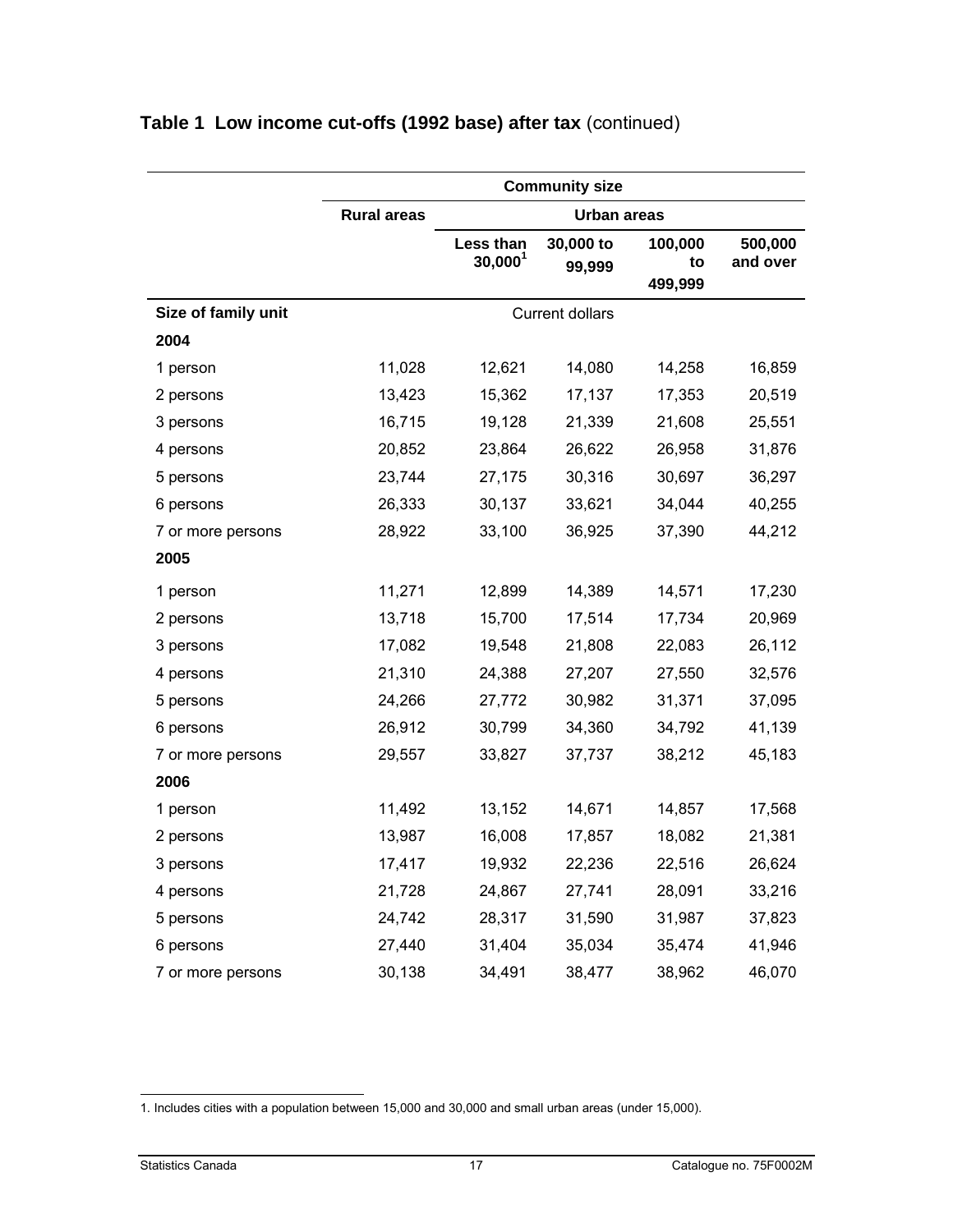## Table 1 Low income cut-offs (1992 base) after tax (continued)

| | Community size | | | | |
|---|---|---|---|---|---|
| | Rural areas | Urban areas | | | |
| | | Less than 30,000[1] | 30,000 to 99,999 | 100,000 to 499,999 | 500,000 and over |
| **Size of family unit** | Current dollars | | | | |
| **2004** | | | | | |
| 1 person | 11,028 | 12,621 | 14,080 | 14,258 | 16,859 |
| 2 persons | 13,423 | 15,362 | 17,137 | 17,353 | 20,519 |
| 3 persons | 16,715 | 19,128 | 21,339 | 21,608 | 25,551 |
| 4 persons | 20,852 | 23,864 | 26,622 | 26,958 | 31,876 |
| 5 persons | 23,744 | 27,175 | 30,316 | 30,697 | 36,297 |
| 6 persons | 26,333 | 30,137 | 33,621 | 34,044 | 40,255 |
| 7 or more persons | 28,922 | 33,100 | 36,925 | 37,390 | 44,212 |
| **2005** | | | | | |
| 1 person | 11,271 | 12,899 | 14,389 | 14,571 | 17,230 |
| 2 persons | 13,718 | 15,700 | 17,514 | 17,734 | 20,969 |
| 3 persons | 17,082 | 19,548 | 21,808 | 22,083 | 26,112 |
| 4 persons | 21,310 | 24,388 | 27,207 | 27,550 | 32,576 |
| 5 persons | 24,266 | 27,772 | 30,982 | 31,371 | 37,095 |
| 6 persons | 26,912 | 30,799 | 34,360 | 34,792 | 41,139 |
| 7 or more persons | 29,557 | 33,827 | 37,737 | 38,212 | 45,183 |
| **2006** | | | | | |
| 1 person | 11,492 | 13,152 | 14,671 | 14,857 | 17,568 |
| 2 persons | 13,987 | 16,008 | 17,857 | 18,082 | 21,381 |
| 3 persons | 17,417 | 19,932 | 22,236 | 22,516 | 26,624 |
| 4 persons | 21,728 | 24,867 | 27,741 | 28,091 | 33,216 |
| 5 persons | 24,742 | 28,317 | 31,590 | 31,987 | 37,823 |
| 6 persons | 27,440 | 31,404 | 35,034 | 35,474 | 41,946 |
| 7 or more persons | 30,138 | 34,491 | 38,477 | 38,962 | 46,070 |

1. Includes cities with a population between 15,000 and 30,000 and small urban areas (under 15,000).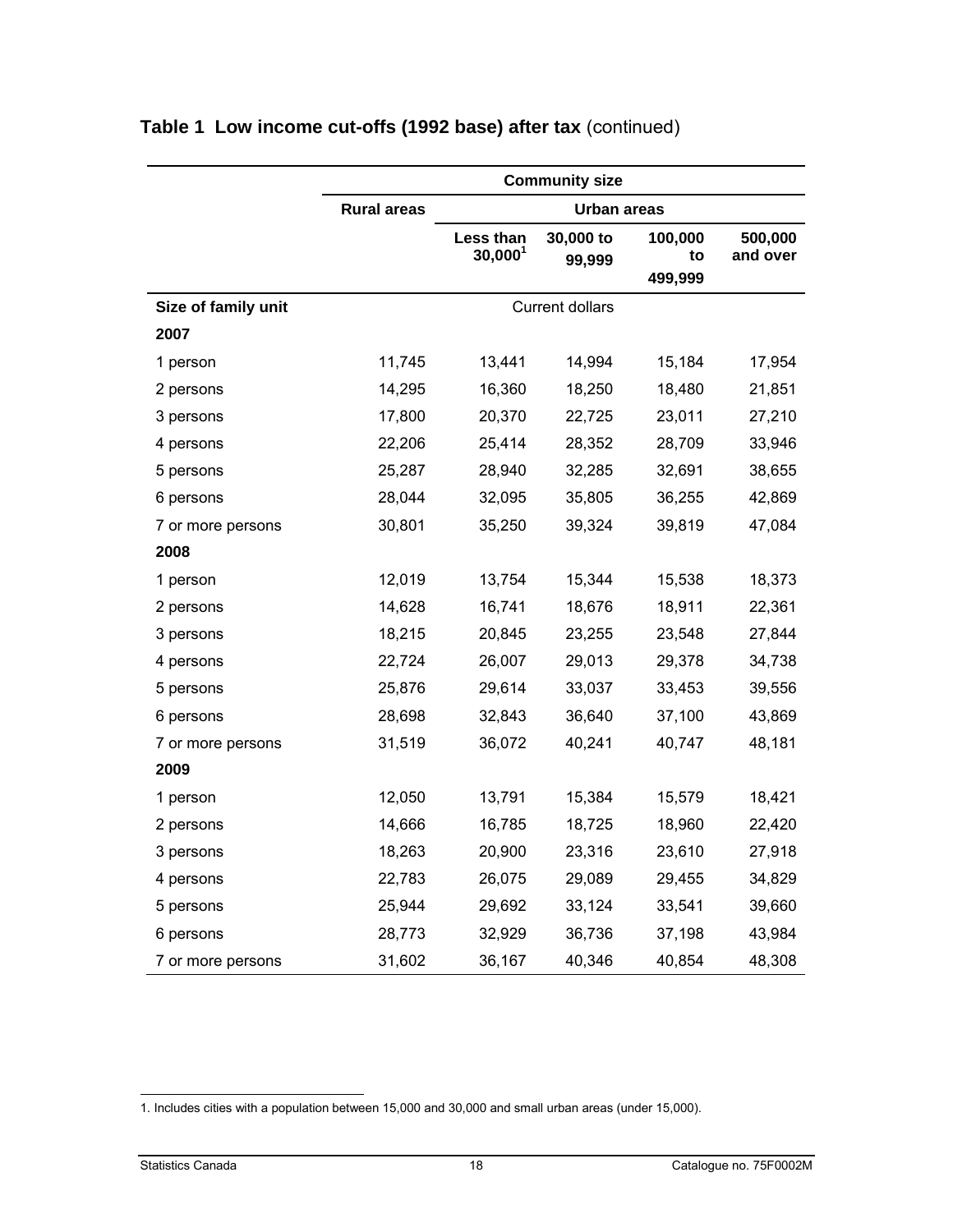## Table 1 Low income cut-offs (1992 base) after tax (continued)

| | Community size | | | | |
|---|---|---|---|---|---|
| | Rural areas | Urban areas | | | |
| | | Less than 30,000[1] | 30,000 to 99,999 | 100,000 to 499,999 | 500,000 and over |
| **Size of family unit** | Current dollars | | | | |
| **2007** | | | | | |
| 1 person | 11,745 | 13,441 | 14,994 | 15,184 | 17,954 |
| 2 persons | 14,295 | 16,360 | 18,250 | 18,480 | 21,851 |
| 3 persons | 17,800 | 20,370 | 22,725 | 23,011 | 27,210 |
| 4 persons | 22,206 | 25,414 | 28,352 | 28,709 | 33,946 |
| 5 persons | 25,287 | 28,940 | 32,285 | 32,691 | 38,655 |
| 6 persons | 28,044 | 32,095 | 35,805 | 36,255 | 42,869 |
| 7 or more persons | 30,801 | 35,250 | 39,324 | 39,819 | 47,084 |
| **2008** | | | | | |
| 1 person | 12,019 | 13,754 | 15,344 | 15,538 | 18,373 |
| 2 persons | 14,628 | 16,741 | 18,676 | 18,911 | 22,361 |
| 3 persons | 18,215 | 20,845 | 23,255 | 23,548 | 27,844 |
| 4 persons | 22,724 | 26,007 | 29,013 | 29,378 | 34,738 |
| 5 persons | 25,876 | 29,614 | 33,037 | 33,453 | 39,556 |
| 6 persons | 28,698 | 32,843 | 36,640 | 37,100 | 43,869 |
| 7 or more persons | 31,519 | 36,072 | 40,241 | 40,747 | 48,181 |
| **2009** | | | | | |
| 1 person | 12,050 | 13,791 | 15,384 | 15,579 | 18,421 |
| 2 persons | 14,666 | 16,785 | 18,725 | 18,960 | 22,420 |
| 3 persons | 18,263 | 20,900 | 23,316 | 23,610 | 27,918 |
| 4 persons | 22,783 | 26,075 | 29,089 | 29,455 | 34,829 |
| 5 persons | 25,944 | 29,692 | 33,124 | 33,541 | 39,660 |
| 6 persons | 28,773 | 32,929 | 36,736 | 37,198 | 43,984 |
| 7 or more persons | 31,602 | 36,167 | 40,346 | 40,854 | 48,308 |

1. Includes cities with a population between 15,000 and 30,000 and small urban areas (under 15,000).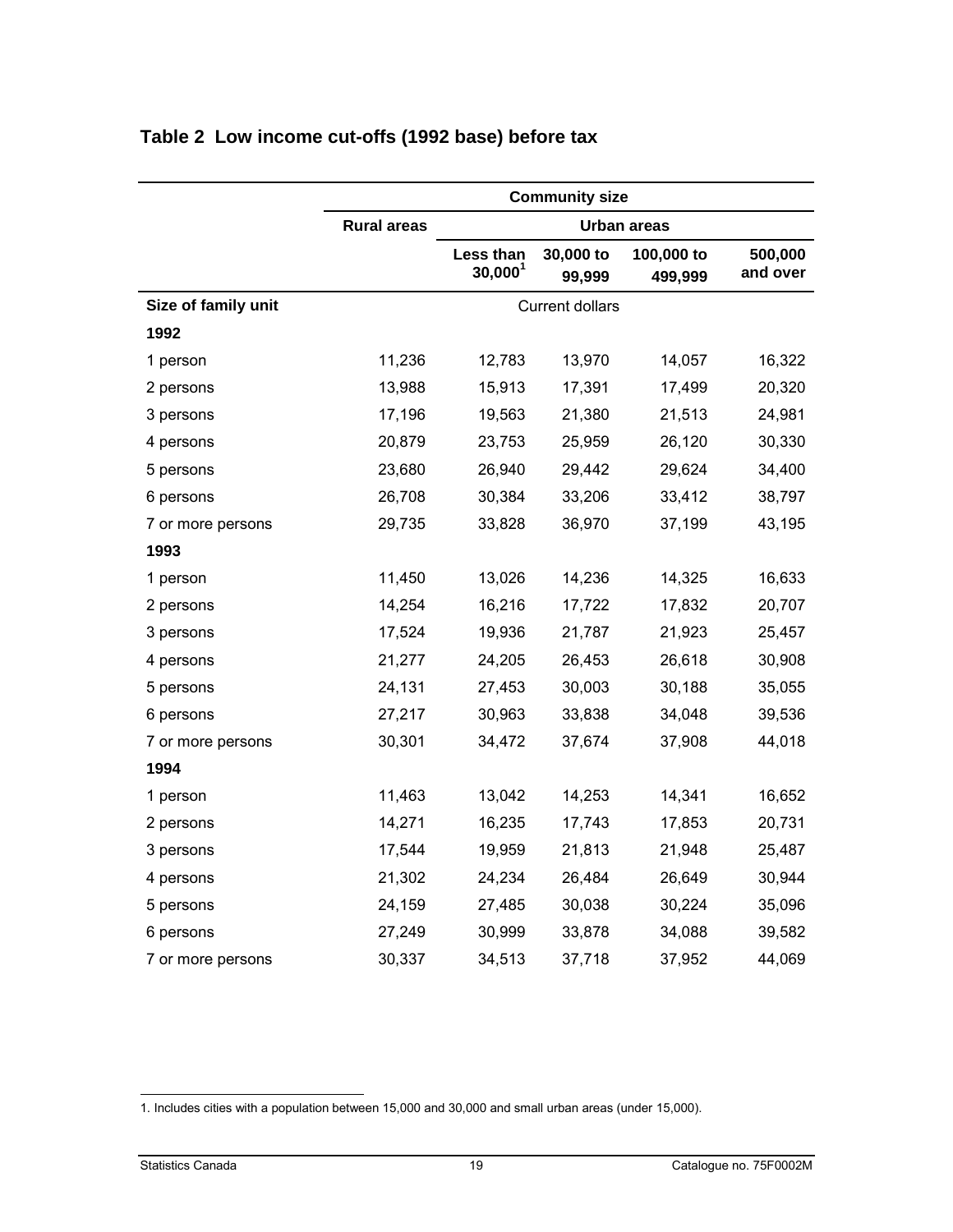## Table 2 Low income cut-offs (1992 base) before tax

| | Community size | | | | |
|---|---|---|---|---|---|
| | Rural areas | Urban areas | | | |
| | | Less than 30,000[1] | 30,000 to 99,999 | 100,000 to 499,999 | 500,000 and over |
| **Size of family unit** | Current dollars | | | | |
| **1992** | | | | | |
| 1 person | 11,236 | 12,783 | 13,970 | 14,057 | 16,322 |
| 2 persons | 13,988 | 15,913 | 17,391 | 17,499 | 20,320 |
| 3 persons | 17,196 | 19,563 | 21,380 | 21,513 | 24,981 |
| 4 persons | 20,879 | 23,753 | 25,959 | 26,120 | 30,330 |
| 5 persons | 23,680 | 26,940 | 29,442 | 29,624 | 34,400 |
| 6 persons | 26,708 | 30,384 | 33,206 | 33,412 | 38,797 |
| 7 or more persons | 29,735 | 33,828 | 36,970 | 37,199 | 43,195 |
| **1993** | | | | | |
| 1 person | 11,450 | 13,026 | 14,236 | 14,325 | 16,633 |
| 2 persons | 14,254 | 16,216 | 17,722 | 17,832 | 20,707 |
| 3 persons | 17,524 | 19,936 | 21,787 | 21,923 | 25,457 |
| 4 persons | 21,277 | 24,205 | 26,453 | 26,618 | 30,908 |
| 5 persons | 24,131 | 27,453 | 30,003 | 30,188 | 35,055 |
| 6 persons | 27,217 | 30,963 | 33,838 | 34,048 | 39,536 |
| 7 or more persons | 30,301 | 34,472 | 37,674 | 37,908 | 44,018 |
| **1994** | | | | | |
| 1 person | 11,463 | 13,042 | 14,253 | 14,341 | 16,652 |
| 2 persons | 14,271 | 16,235 | 17,743 | 17,853 | 20,731 |
| 3 persons | 17,544 | 19,959 | 21,813 | 21,948 | 25,487 |
| 4 persons | 21,302 | 24,234 | 26,484 | 26,649 | 30,944 |
| 5 persons | 24,159 | 27,485 | 30,038 | 30,224 | 35,096 |
| 6 persons | 27,249 | 30,999 | 33,878 | 34,088 | 39,582 |
| 7 or more persons | 30,337 | 34,513 | 37,718 | 37,952 | 44,069 |

1. Includes cities with a population between 15,000 and 30,000 and small urban areas (under 15,000).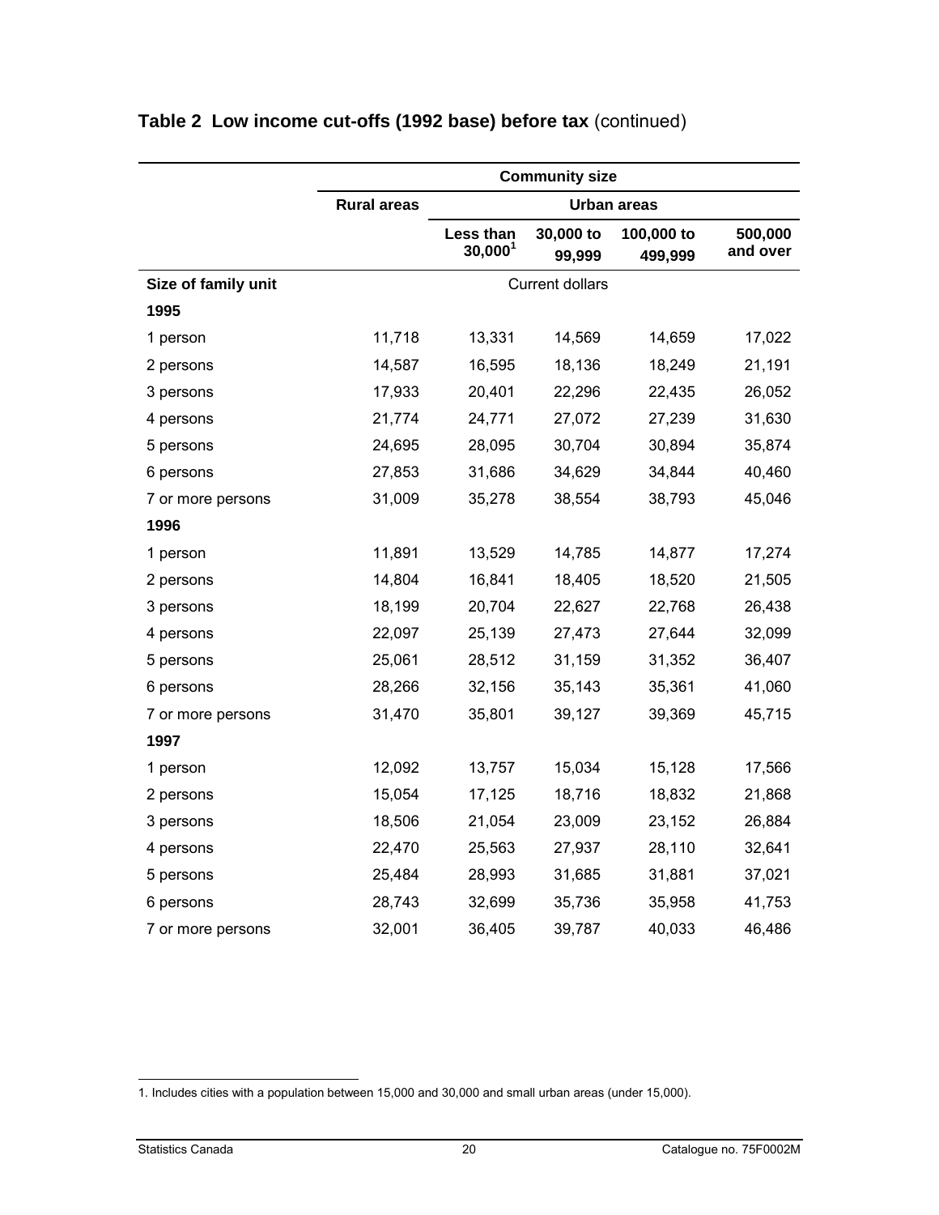## Table 2 Low income cut-offs (1992 base) before tax (continued)

| | Community size | | | | |
|---|---|---|---|---|---|
| | Rural areas | Urban areas | | | |
| | | Less than 30,000[1] | 30,000 to 99,999 | 100,000 to 499,999 | 500,000 and over |
| **Size of family unit** | Current dollars | | | | |
| **1995** | | | | | |
| 1 person | 11,718 | 13,331 | 14,569 | 14,659 | 17,022 |
| 2 persons | 14,587 | 16,595 | 18,136 | 18,249 | 21,191 |
| 3 persons | 17,933 | 20,401 | 22,296 | 22,435 | 26,052 |
| 4 persons | 21,774 | 24,771 | 27,072 | 27,239 | 31,630 |
| 5 persons | 24,695 | 28,095 | 30,704 | 30,894 | 35,874 |
| 6 persons | 27,853 | 31,686 | 34,629 | 34,844 | 40,460 |
| 7 or more persons | 31,009 | 35,278 | 38,554 | 38,793 | 45,046 |
| **1996** | | | | | |
| 1 person | 11,891 | 13,529 | 14,785 | 14,877 | 17,274 |
| 2 persons | 14,804 | 16,841 | 18,405 | 18,520 | 21,505 |
| 3 persons | 18,199 | 20,704 | 22,627 | 22,768 | 26,438 |
| 4 persons | 22,097 | 25,139 | 27,473 | 27,644 | 32,099 |
| 5 persons | 25,061 | 28,512 | 31,159 | 31,352 | 36,407 |
| 6 persons | 28,266 | 32,156 | 35,143 | 35,361 | 41,060 |
| 7 or more persons | 31,470 | 35,801 | 39,127 | 39,369 | 45,715 |
| **1997** | | | | | |
| 1 person | 12,092 | 13,757 | 15,034 | 15,128 | 17,566 |
| 2 persons | 15,054 | 17,125 | 18,716 | 18,832 | 21,868 |
| 3 persons | 18,506 | 21,054 | 23,009 | 23,152 | 26,884 |
| 4 persons | 22,470 | 25,563 | 27,937 | 28,110 | 32,641 |
| 5 persons | 25,484 | 28,993 | 31,685 | 31,881 | 37,021 |
| 6 persons | 28,743 | 32,699 | 35,736 | 35,958 | 41,753 |
| 7 or more persons | 32,001 | 36,405 | 39,787 | 40,033 | 46,486 |

1. Includes cities with a population between 15,000 and 30,000 and small urban areas (under 15,000).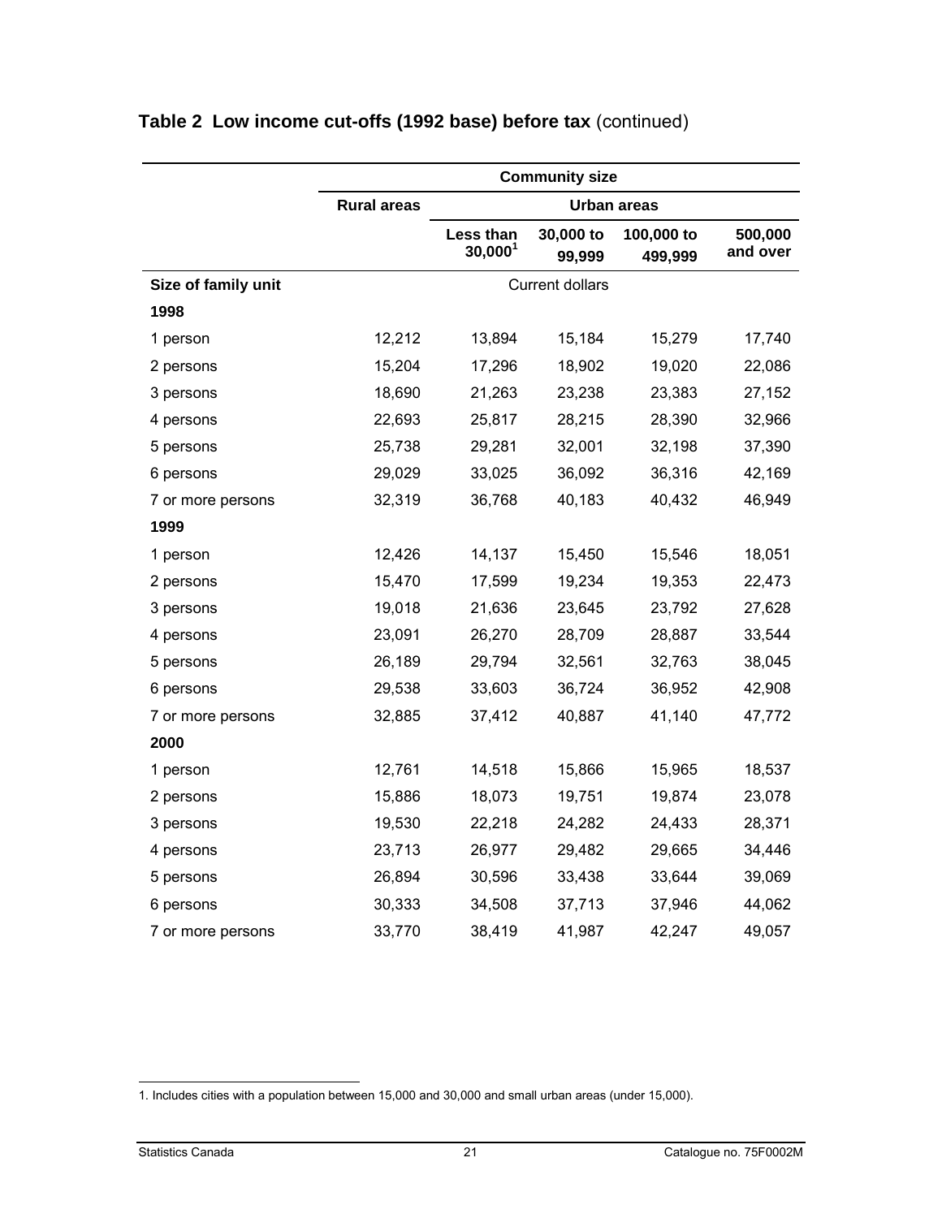## Table 2 Low income cut-offs (1992 base) before tax (continued)

| | Community size | | | | |
|---|---|---|---|---|---|
| | Rural areas | Urban areas | | | |
| | | Less than 30,000[1] | 30,000 to 99,999 | 100,000 to 499,999 | 500,000 and over |
| **Size of family unit** | Current dollars | | | | |
| **1998** | | | | | |
| 1 person | 12,212 | 13,894 | 15,184 | 15,279 | 17,740 |
| 2 persons | 15,204 | 17,296 | 18,902 | 19,020 | 22,086 |
| 3 persons | 18,690 | 21,263 | 23,238 | 23,383 | 27,152 |
| 4 persons | 22,693 | 25,817 | 28,215 | 28,390 | 32,966 |
| 5 persons | 25,738 | 29,281 | 32,001 | 32,198 | 37,390 |
| 6 persons | 29,029 | 33,025 | 36,092 | 36,316 | 42,169 |
| 7 or more persons | 32,319 | 36,768 | 40,183 | 40,432 | 46,949 |
| **1999** | | | | | |
| 1 person | 12,426 | 14,137 | 15,450 | 15,546 | 18,051 |
| 2 persons | 15,470 | 17,599 | 19,234 | 19,353 | 22,473 |
| 3 persons | 19,018 | 21,636 | 23,645 | 23,792 | 27,628 |
| 4 persons | 23,091 | 26,270 | 28,709 | 28,887 | 33,544 |
| 5 persons | 26,189 | 29,794 | 32,561 | 32,763 | 38,045 |
| 6 persons | 29,538 | 33,603 | 36,724 | 36,952 | 42,908 |
| 7 or more persons | 32,885 | 37,412 | 40,887 | 41,140 | 47,772 |
| **2000** | | | | | |
| 1 person | 12,761 | 14,518 | 15,866 | 15,965 | 18,537 |
| 2 persons | 15,886 | 18,073 | 19,751 | 19,874 | 23,078 |
| 3 persons | 19,530 | 22,218 | 24,282 | 24,433 | 28,371 |
| 4 persons | 23,713 | 26,977 | 29,482 | 29,665 | 34,446 |
| 5 persons | 26,894 | 30,596 | 33,438 | 33,644 | 39,069 |
| 6 persons | 30,333 | 34,508 | 37,713 | 37,946 | 44,062 |
| 7 or more persons | 33,770 | 38,419 | 41,987 | 42,247 | 49,057 |

1. Includes cities with a population between 15,000 and 30,000 and small urban areas (under 15,000).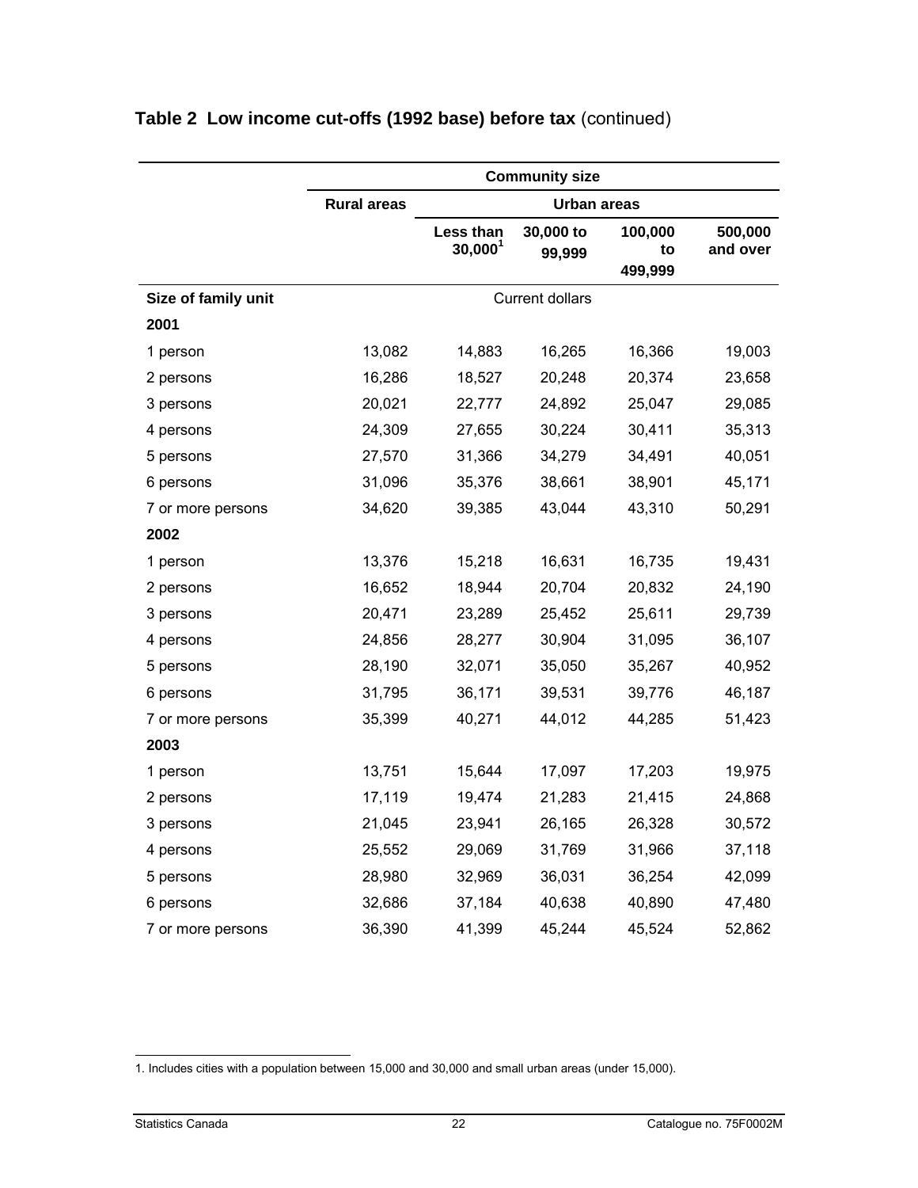## Table 2 Low income cut-offs (1992 base) before tax (continued)

| | Community size | | | | |
|---|---|---|---|---|---|
| | Rural areas | Urban areas | | | |
| | | Less than 30,000[1] | 30,000 to 99,999 | 100,000 to 499,999 | 500,000 and over |
| **Size of family unit** | Current dollars | | | | |
| **2001** | | | | | |
| 1 person | 13,082 | 14,883 | 16,265 | 16,366 | 19,003 |
| 2 persons | 16,286 | 18,527 | 20,248 | 20,374 | 23,658 |
| 3 persons | 20,021 | 22,777 | 24,892 | 25,047 | 29,085 |
| 4 persons | 24,309 | 27,655 | 30,224 | 30,411 | 35,313 |
| 5 persons | 27,570 | 31,366 | 34,279 | 34,491 | 40,051 |
| 6 persons | 31,096 | 35,376 | 38,661 | 38,901 | 45,171 |
| 7 or more persons | 34,620 | 39,385 | 43,044 | 43,310 | 50,291 |
| **2002** | | | | | |
| 1 person | 13,376 | 15,218 | 16,631 | 16,735 | 19,431 |
| 2 persons | 16,652 | 18,944 | 20,704 | 20,832 | 24,190 |
| 3 persons | 20,471 | 23,289 | 25,452 | 25,611 | 29,739 |
| 4 persons | 24,856 | 28,277 | 30,904 | 31,095 | 36,107 |
| 5 persons | 28,190 | 32,071 | 35,050 | 35,267 | 40,952 |
| 6 persons | 31,795 | 36,171 | 39,531 | 39,776 | 46,187 |
| 7 or more persons | 35,399 | 40,271 | 44,012 | 44,285 | 51,423 |
| **2003** | | | | | |
| 1 person | 13,751 | 15,644 | 17,097 | 17,203 | 19,975 |
| 2 persons | 17,119 | 19,474 | 21,283 | 21,415 | 24,868 |
| 3 persons | 21,045 | 23,941 | 26,165 | 26,328 | 30,572 |
| 4 persons | 25,552 | 29,069 | 31,769 | 31,966 | 37,118 |
| 5 persons | 28,980 | 32,969 | 36,031 | 36,254 | 42,099 |
| 6 persons | 32,686 | 37,184 | 40,638 | 40,890 | 47,480 |
| 7 or more persons | 36,390 | 41,399 | 45,244 | 45,524 | 52,862 |

1. Includes cities with a population between 15,000 and 30,000 and small urban areas (under 15,000).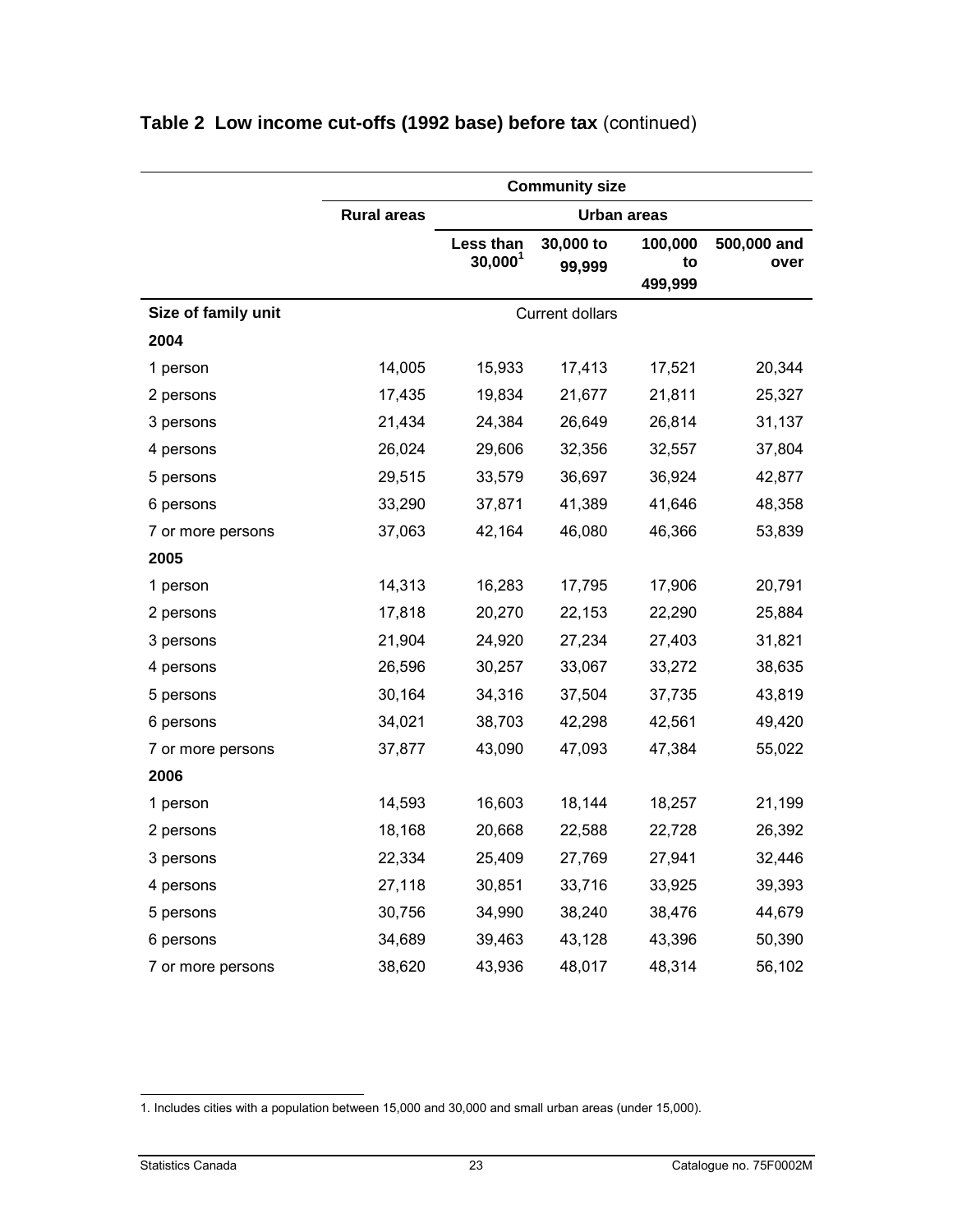## Table 2 Low income cut-offs (1992 base) before tax (continued)

| | Community size | | | | |
|---|---|---|---|---|---|
| | Rural areas | Urban areas | | | |
| | | Less than 30,000[1] | 30,000 to 99,999 | 100,000 to 499,999 | 500,000 and over |
| **Size of family unit** | Current dollars | | | | |
| **2004** | | | | | |
| 1 person | 14,005 | 15,933 | 17,413 | 17,521 | 20,344 |
| 2 persons | 17,435 | 19,834 | 21,677 | 21,811 | 25,327 |
| 3 persons | 21,434 | 24,384 | 26,649 | 26,814 | 31,137 |
| 4 persons | 26,024 | 29,606 | 32,356 | 32,557 | 37,804 |
| 5 persons | 29,515 | 33,579 | 36,697 | 36,924 | 42,877 |
| 6 persons | 33,290 | 37,871 | 41,389 | 41,646 | 48,358 |
| 7 or more persons | 37,063 | 42,164 | 46,080 | 46,366 | 53,839 |
| **2005** | | | | | |
| 1 person | 14,313 | 16,283 | 17,795 | 17,906 | 20,791 |
| 2 persons | 17,818 | 20,270 | 22,153 | 22,290 | 25,884 |
| 3 persons | 21,904 | 24,920 | 27,234 | 27,403 | 31,821 |
| 4 persons | 26,596 | 30,257 | 33,067 | 33,272 | 38,635 |
| 5 persons | 30,164 | 34,316 | 37,504 | 37,735 | 43,819 |
| 6 persons | 34,021 | 38,703 | 42,298 | 42,561 | 49,420 |
| 7 or more persons | 37,877 | 43,090 | 47,093 | 47,384 | 55,022 |
| **2006** | | | | | |
| 1 person | 14,593 | 16,603 | 18,144 | 18,257 | 21,199 |
| 2 persons | 18,168 | 20,668 | 22,588 | 22,728 | 26,392 |
| 3 persons | 22,334 | 25,409 | 27,769 | 27,941 | 32,446 |
| 4 persons | 27,118 | 30,851 | 33,716 | 33,925 | 39,393 |
| 5 persons | 30,756 | 34,990 | 38,240 | 38,476 | 44,679 |
| 6 persons | 34,689 | 39,463 | 43,128 | 43,396 | 50,390 |
| 7 or more persons | 38,620 | 43,936 | 48,017 | 48,314 | 56,102 |

1. Includes cities with a population between 15,000 and 30,000 and small urban areas (under 15,000).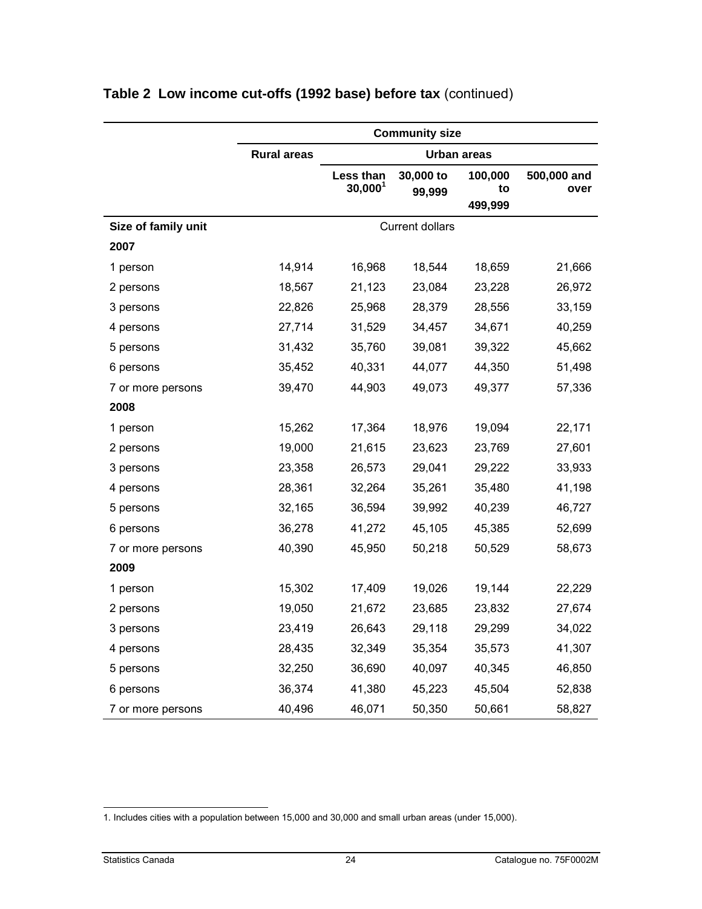## Table 2 Low income cut-offs (1992 base) before tax (continued)

| | Community size | | | | |
|---|---|---|---|---|---|
| | Rural areas | Urban areas | | | |
| | | Less than 30,000[1] | 30,000 to 99,999 | 100,000 to 499,999 | 500,000 and over |
| **Size of family unit** | Current dollars | | | | |
| **2007** | | | | | |
| 1 person | 14,914 | 16,968 | 18,544 | 18,659 | 21,666 |
| 2 persons | 18,567 | 21,123 | 23,084 | 23,228 | 26,972 |
| 3 persons | 22,826 | 25,968 | 28,379 | 28,556 | 33,159 |
| 4 persons | 27,714 | 31,529 | 34,457 | 34,671 | 40,259 |
| 5 persons | 31,432 | 35,760 | 39,081 | 39,322 | 45,662 |
| 6 persons | 35,452 | 40,331 | 44,077 | 44,350 | 51,498 |
| 7 or more persons | 39,470 | 44,903 | 49,073 | 49,377 | 57,336 |
| **2008** | | | | | |
| 1 person | 15,262 | 17,364 | 18,976 | 19,094 | 22,171 |
| 2 persons | 19,000 | 21,615 | 23,623 | 23,769 | 27,601 |
| 3 persons | 23,358 | 26,573 | 29,041 | 29,222 | 33,933 |
| 4 persons | 28,361 | 32,264 | 35,261 | 35,480 | 41,198 |
| 5 persons | 32,165 | 36,594 | 39,992 | 40,239 | 46,727 |
| 6 persons | 36,278 | 41,272 | 45,105 | 45,385 | 52,699 |
| 7 or more persons | 40,390 | 45,950 | 50,218 | 50,529 | 58,673 |
| **2009** | | | | | |
| 1 person | 15,302 | 17,409 | 19,026 | 19,144 | 22,229 |
| 2 persons | 19,050 | 21,672 | 23,685 | 23,832 | 27,674 |
| 3 persons | 23,419 | 26,643 | 29,118 | 29,299 | 34,022 |
| 4 persons | 28,435 | 32,349 | 35,354 | 35,573 | 41,307 |
| 5 persons | 32,250 | 36,690 | 40,097 | 40,345 | 46,850 |
| 6 persons | 36,374 | 41,380 | 45,223 | 45,504 | 52,838 |
| 7 or more persons | 40,496 | 46,071 | 50,350 | 50,661 | 58,827 |

1. Includes cities with a population between 15,000 and 30,000 and small urban areas (under 15,000).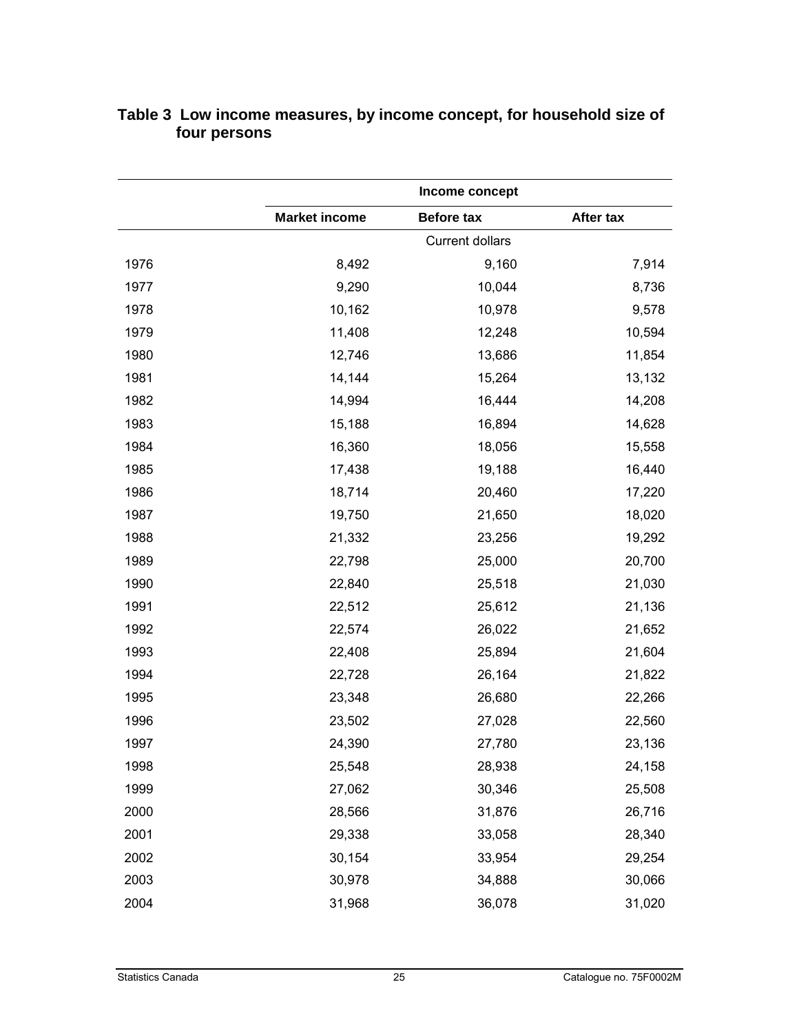### Table 3 Low income measures, by income concept, for household size of four persons

| | Income concept | | |
|---|---|---|---|
| | Market income | Before tax | After tax |
| | Current dollars | | |
| 1976 | 8,492 | 9,160 | 7,914 |
| 1977 | 9,290 | 10,044 | 8,736 |
| 1978 | 10,162 | 10,978 | 9,578 |
| 1979 | 11,408 | 12,248 | 10,594 |
| 1980 | 12,746 | 13,686 | 11,854 |
| 1981 | 14,144 | 15,264 | 13,132 |
| 1982 | 14,994 | 16,444 | 14,208 |
| 1983 | 15,188 | 16,894 | 14,628 |
| 1984 | 16,360 | 18,056 | 15,558 |
| 1985 | 17,438 | 19,188 | 16,440 |
| 1986 | 18,714 | 20,460 | 17,220 |
| 1987 | 19,750 | 21,650 | 18,020 |
| 1988 | 21,332 | 23,256 | 19,292 |
| 1989 | 22,798 | 25,000 | 20,700 |
| 1990 | 22,840 | 25,518 | 21,030 |
| 1991 | 22,512 | 25,612 | 21,136 |
| 1992 | 22,574 | 26,022 | 21,652 |
| 1993 | 22,408 | 25,894 | 21,604 |
| 1994 | 22,728 | 26,164 | 21,822 |
| 1995 | 23,348 | 26,680 | 22,266 |
| 1996 | 23,502 | 27,028 | 22,560 |
| 1997 | 24,390 | 27,780 | 23,136 |
| 1998 | 25,548 | 28,938 | 24,158 |
| 1999 | 27,062 | 30,346 | 25,508 |
| 2000 | 28,566 | 31,876 | 26,716 |
| 2001 | 29,338 | 33,058 | 28,340 |
| 2002 | 30,154 | 33,954 | 29,254 |
| 2003 | 30,978 | 34,888 | 30,066 |
| 2004 | 31,968 | 36,078 | 31,020 |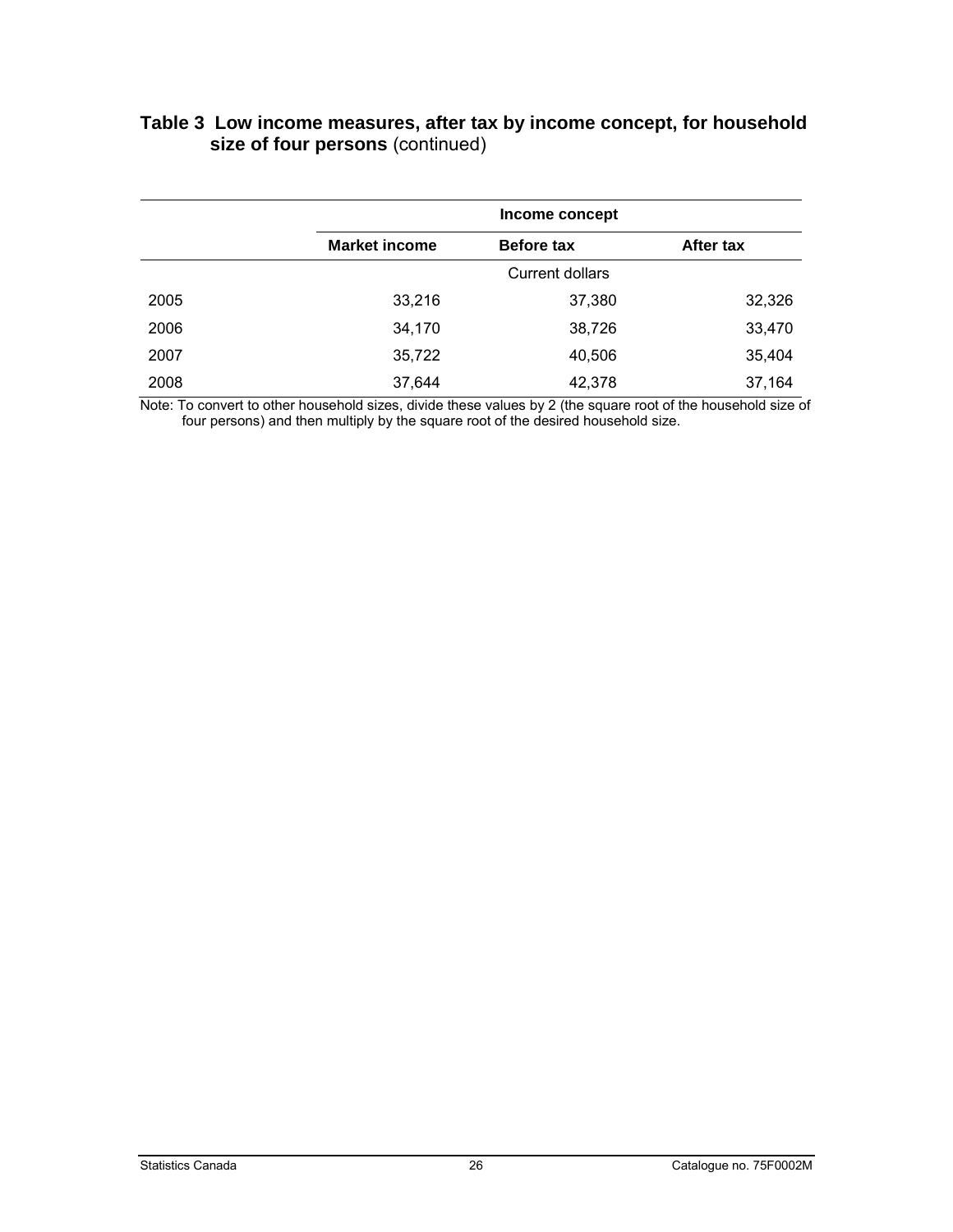**Table 3 Low income measures, after tax by income concept, for household size of four persons** (continued)

| | Income concept | | |
|---|---|---|---|
| | Market income | Before tax | After tax |
| | Current dollars | | |
| 2005 | 33,216 | 37,380 | 32,326 |
| 2006 | 34,170 | 38,726 | 33,470 |
| 2007 | 35,722 | 40,506 | 35,404 |
| 2008 | 37,644 | 42,378 | 37,164 |

Note: To convert to other household sizes, divide these values by 2 (the square root of the household size of four persons) and then multiply by the square root of the desired household size.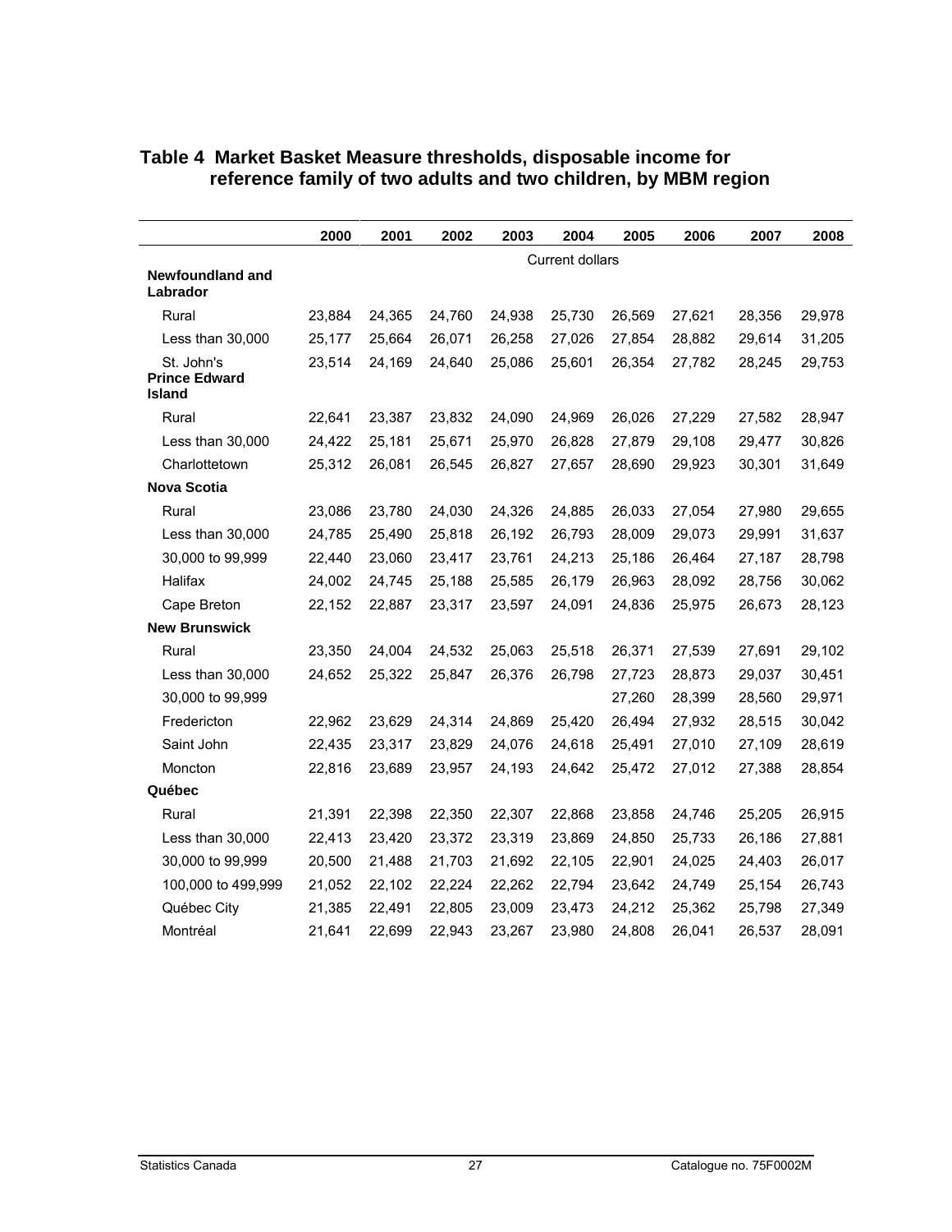## Table 4 Market Basket Measure thresholds, disposable income for reference family of two adults and two children, by MBM region

| | 2000 | 2001 | 2002 | 2003 | 2004 | 2005 | 2006 | 2007 | 2008 |
|---|---|---|---|---|---|---|---|---|---|
| | Current dollars | | | | | | | | |
| **Newfoundland and Labrador** | | | | | | | | | |
| Rural | 23,884 | 24,365 | 24,760 | 24,938 | 25,730 | 26,569 | 27,621 | 28,356 | 29,978 |
| Less than 30,000 | 25,177 | 25,664 | 26,071 | 26,258 | 27,026 | 27,854 | 28,882 | 29,614 | 31,205 |
| St. John's | 23,514 | 24,169 | 24,640 | 25,086 | 25,601 | 26,354 | 27,782 | 28,245 | 29,753 |
| **Prince Edward Island** | | | | | | | | | |
| Rural | 22,641 | 23,387 | 23,832 | 24,090 | 24,969 | 26,026 | 27,229 | 27,582 | 28,947 |
| Less than 30,000 | 24,422 | 25,181 | 25,671 | 25,970 | 26,828 | 27,879 | 29,108 | 29,477 | 30,826 |
| Charlottetown | 25,312 | 26,081 | 26,545 | 26,827 | 27,657 | 28,690 | 29,923 | 30,301 | 31,649 |
| **Nova Scotia** | | | | | | | | | |
| Rural | 23,086 | 23,780 | 24,030 | 24,326 | 24,885 | 26,033 | 27,054 | 27,980 | 29,655 |
| Less than 30,000 | 24,785 | 25,490 | 25,818 | 26,192 | 26,793 | 28,009 | 29,073 | 29,991 | 31,637 |
| 30,000 to 99,999 | 22,440 | 23,060 | 23,417 | 23,761 | 24,213 | 25,186 | 26,464 | 27,187 | 28,798 |
| Halifax | 24,002 | 24,745 | 25,188 | 25,585 | 26,179 | 26,963 | 28,092 | 28,756 | 30,062 |
| Cape Breton | 22,152 | 22,887 | 23,317 | 23,597 | 24,091 | 24,836 | 25,975 | 26,673 | 28,123 |
| **New Brunswick** | | | | | | | | | |
| Rural | 23,350 | 24,004 | 24,532 | 25,063 | 25,518 | 26,371 | 27,539 | 27,691 | 29,102 |
| Less than 30,000 | 24,652 | 25,322 | 25,847 | 26,376 | 26,798 | 27,723 | 28,873 | 29,037 | 30,451 |
| 30,000 to 99,999 | | | | | | 27,260 | 28,399 | 28,560 | 29,971 |
| Fredericton | 22,962 | 23,629 | 24,314 | 24,869 | 25,420 | 26,494 | 27,932 | 28,515 | 30,042 |
| Saint John | 22,435 | 23,317 | 23,829 | 24,076 | 24,618 | 25,491 | 27,010 | 27,109 | 28,619 |
| Moncton | 22,816 | 23,689 | 23,957 | 24,193 | 24,642 | 25,472 | 27,012 | 27,388 | 28,854 |
| **Québec** | | | | | | | | | |
| Rural | 21,391 | 22,398 | 22,350 | 22,307 | 22,868 | 23,858 | 24,746 | 25,205 | 26,915 |
| Less than 30,000 | 22,413 | 23,420 | 23,372 | 23,319 | 23,869 | 24,850 | 25,733 | 26,186 | 27,881 |
| 30,000 to 99,999 | 20,500 | 21,488 | 21,703 | 21,692 | 22,105 | 22,901 | 24,025 | 24,403 | 26,017 |
| 100,000 to 499,999 | 21,052 | 22,102 | 22,224 | 22,262 | 22,794 | 23,642 | 24,749 | 25,154 | 26,743 |
| Québec City | 21,385 | 22,491 | 22,805 | 23,009 | 23,473 | 24,212 | 25,362 | 25,798 | 27,349 |
| Montréal | 21,641 | 22,699 | 22,943 | 23,267 | 23,980 | 24,808 | 26,041 | 26,537 | 28,091 |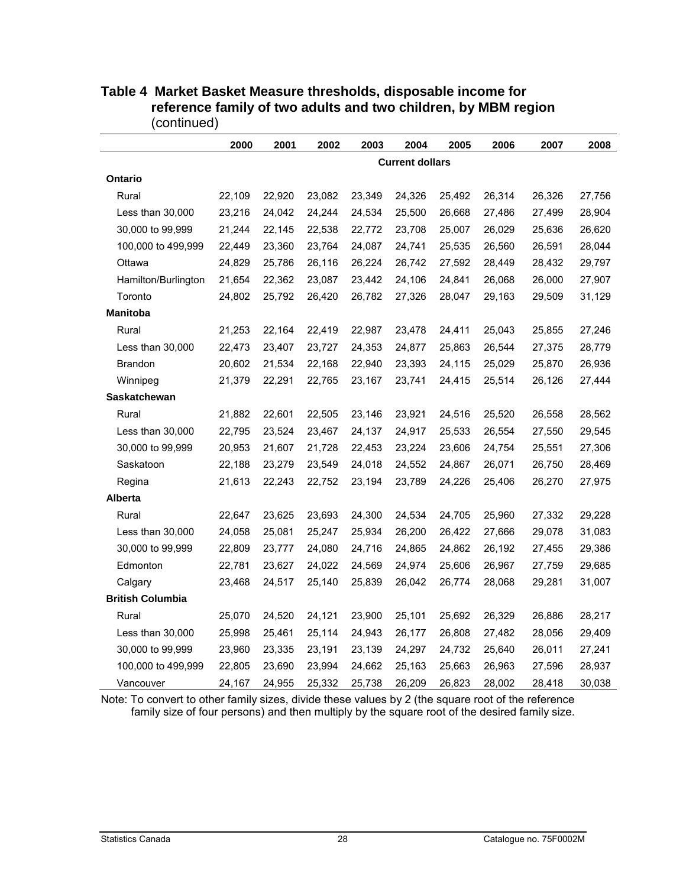**Table 4 Market Basket Measure thresholds, disposable income for reference family of two adults and two children, by MBM region** (continued)

| | 2000 | 2001 | 2002 | 2003 | 2004 | 2005 | 2006 | 2007 | 2008 |
|---|---|---|---|---|---|---|---|---|---|
| | Current dollars | | | | | | | | |
| **Ontario** | | | | | | | | | |
| Rural | 22,109 | 22,920 | 23,082 | 23,349 | 24,326 | 25,492 | 26,314 | 26,326 | 27,756 |
| Less than 30,000 | 23,216 | 24,042 | 24,244 | 24,534 | 25,500 | 26,668 | 27,486 | 27,499 | 28,904 |
| 30,000 to 99,999 | 21,244 | 22,145 | 22,538 | 22,772 | 23,708 | 25,007 | 26,029 | 25,636 | 26,620 |
| 100,000 to 499,999 | 22,449 | 23,360 | 23,764 | 24,087 | 24,741 | 25,535 | 26,560 | 26,591 | 28,044 |
| Ottawa | 24,829 | 25,786 | 26,116 | 26,224 | 26,742 | 27,592 | 28,449 | 28,432 | 29,797 |
| Hamilton/Burlington | 21,654 | 22,362 | 23,087 | 23,442 | 24,106 | 24,841 | 26,068 | 26,000 | 27,907 |
| Toronto | 24,802 | 25,792 | 26,420 | 26,782 | 27,326 | 28,047 | 29,163 | 29,509 | 31,129 |
| **Manitoba** | | | | | | | | | |
| Rural | 21,253 | 22,164 | 22,419 | 22,987 | 23,478 | 24,411 | 25,043 | 25,855 | 27,246 |
| Less than 30,000 | 22,473 | 23,407 | 23,727 | 24,353 | 24,877 | 25,863 | 26,544 | 27,375 | 28,779 |
| Brandon | 20,602 | 21,534 | 22,168 | 22,940 | 23,393 | 24,115 | 25,029 | 25,870 | 26,936 |
| Winnipeg | 21,379 | 22,291 | 22,765 | 23,167 | 23,741 | 24,415 | 25,514 | 26,126 | 27,444 |
| **Saskatchewan** | | | | | | | | | |
| Rural | 21,882 | 22,601 | 22,505 | 23,146 | 23,921 | 24,516 | 25,520 | 26,558 | 28,562 |
| Less than 30,000 | 22,795 | 23,524 | 23,467 | 24,137 | 24,917 | 25,533 | 26,554 | 27,550 | 29,545 |
| 30,000 to 99,999 | 20,953 | 21,607 | 21,728 | 22,453 | 23,224 | 23,606 | 24,754 | 25,551 | 27,306 |
| Saskatoon | 22,188 | 23,279 | 23,549 | 24,018 | 24,552 | 24,867 | 26,071 | 26,750 | 28,469 |
| Regina | 21,613 | 22,243 | 22,752 | 23,194 | 23,789 | 24,226 | 25,406 | 26,270 | 27,975 |
| **Alberta** | | | | | | | | | |
| Rural | 22,647 | 23,625 | 23,693 | 24,300 | 24,534 | 24,705 | 25,960 | 27,332 | 29,228 |
| Less than 30,000 | 24,058 | 25,081 | 25,247 | 25,934 | 26,200 | 26,422 | 27,666 | 29,078 | 31,083 |
| 30,000 to 99,999 | 22,809 | 23,777 | 24,080 | 24,716 | 24,865 | 24,862 | 26,192 | 27,455 | 29,386 |
| Edmonton | 22,781 | 23,627 | 24,022 | 24,569 | 24,974 | 25,606 | 26,967 | 27,759 | 29,685 |
| Calgary | 23,468 | 24,517 | 25,140 | 25,839 | 26,042 | 26,774 | 28,068 | 29,281 | 31,007 |
| **British Columbia** | | | | | | | | | |
| Rural | 25,070 | 24,520 | 24,121 | 23,900 | 25,101 | 25,692 | 26,329 | 26,886 | 28,217 |
| Less than 30,000 | 25,998 | 25,461 | 25,114 | 24,943 | 26,177 | 26,808 | 27,482 | 28,056 | 29,409 |
| 30,000 to 99,999 | 23,960 | 23,335 | 23,191 | 23,139 | 24,297 | 24,732 | 25,640 | 26,011 | 27,241 |
| 100,000 to 499,999 | 22,805 | 23,690 | 23,994 | 24,662 | 25,163 | 25,663 | 26,963 | 27,596 | 28,937 |
| Vancouver | 24,167 | 24,955 | 25,332 | 25,738 | 26,209 | 26,823 | 28,002 | 28,418 | 30,038 |

Note: To convert to other family sizes, divide these values by 2 (the square root of the reference family size of four persons) and then multiply by the square root of the desired family size.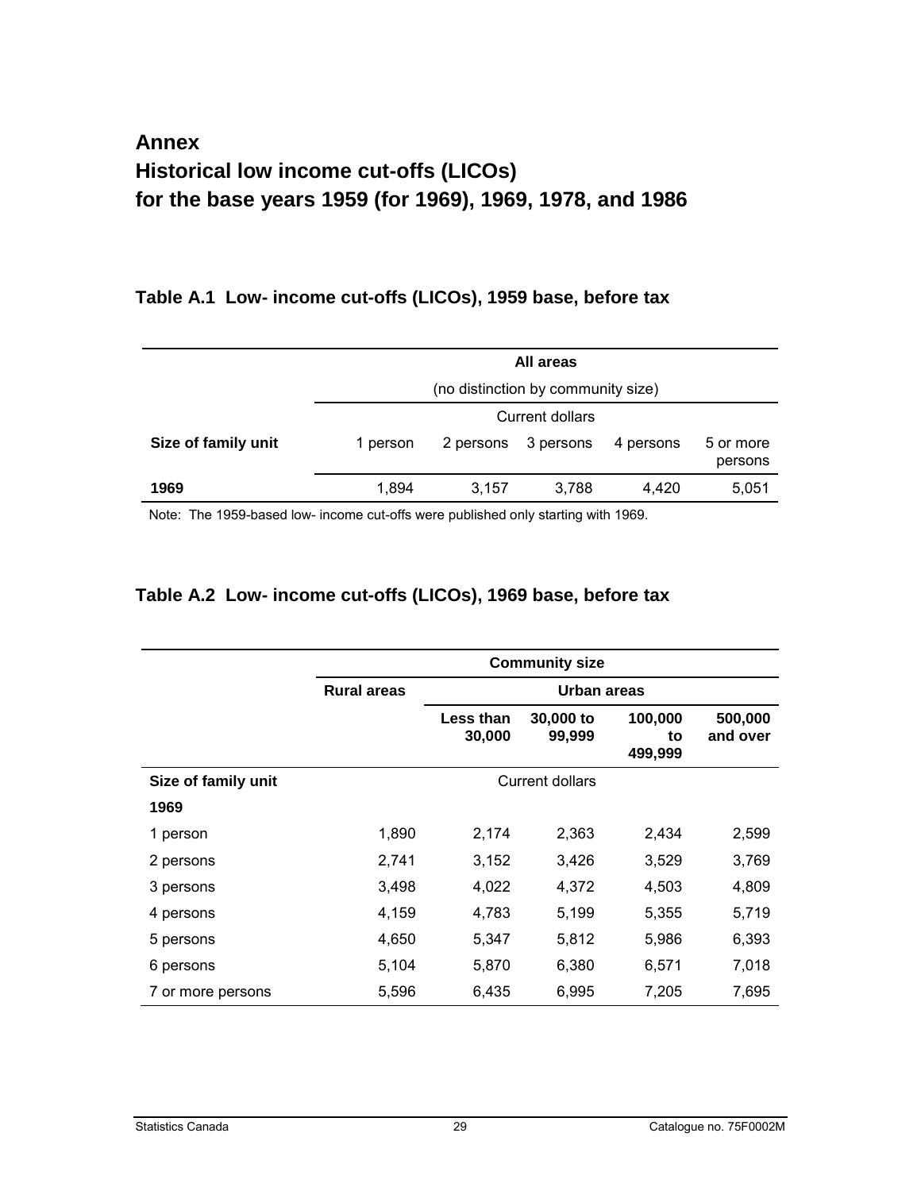# Annex

# Historical low income cut-offs (LICOs) for the base years 1959 (for 1969), 1969, 1978, and 1986

### Table A.1 Low- income cut-offs (LICOs), 1959 base, before tax

| | All areas | | | | |
|---|---|---|---|---|---|
| | (no distinction by community size) | | | | |
| | Current dollars | | | | |
| **Size of family unit** | 1 person | 2 persons | 3 persons | 4 persons | 5 or more persons |
| **1969** | 1,894 | 3,157 | 3,788 | 4,420 | 5,051 |

Note: The 1959-based low- income cut-offs were published only starting with 1969.

### Table A.2 Low- income cut-offs (LICOs), 1969 base, before tax

| | Community size | | | | |
|---|---|---|---|---|---|
| | **Rural areas** | **Urban areas** | | | |
| | | **Less than 30,000** | **30,000 to 99,999** | **100,000 to 499,999** | **500,000 and over** |
| **Size of family unit** | Current dollars | | | | |
| **1969** | | | | | |
| 1 person | 1,890 | 2,174 | 2,363 | 2,434 | 2,599 |
| 2 persons | 2,741 | 3,152 | 3,426 | 3,529 | 3,769 |
| 3 persons | 3,498 | 4,022 | 4,372 | 4,503 | 4,809 |
| 4 persons | 4,159 | 4,783 | 5,199 | 5,355 | 5,719 |
| 5 persons | 4,650 | 5,347 | 5,812 | 5,986 | 6,393 |
| 6 persons | 5,104 | 5,870 | 6,380 | 6,571 | 7,018 |
| 7 or more persons | 5,596 | 6,435 | 6,995 | 7,205 | 7,695 |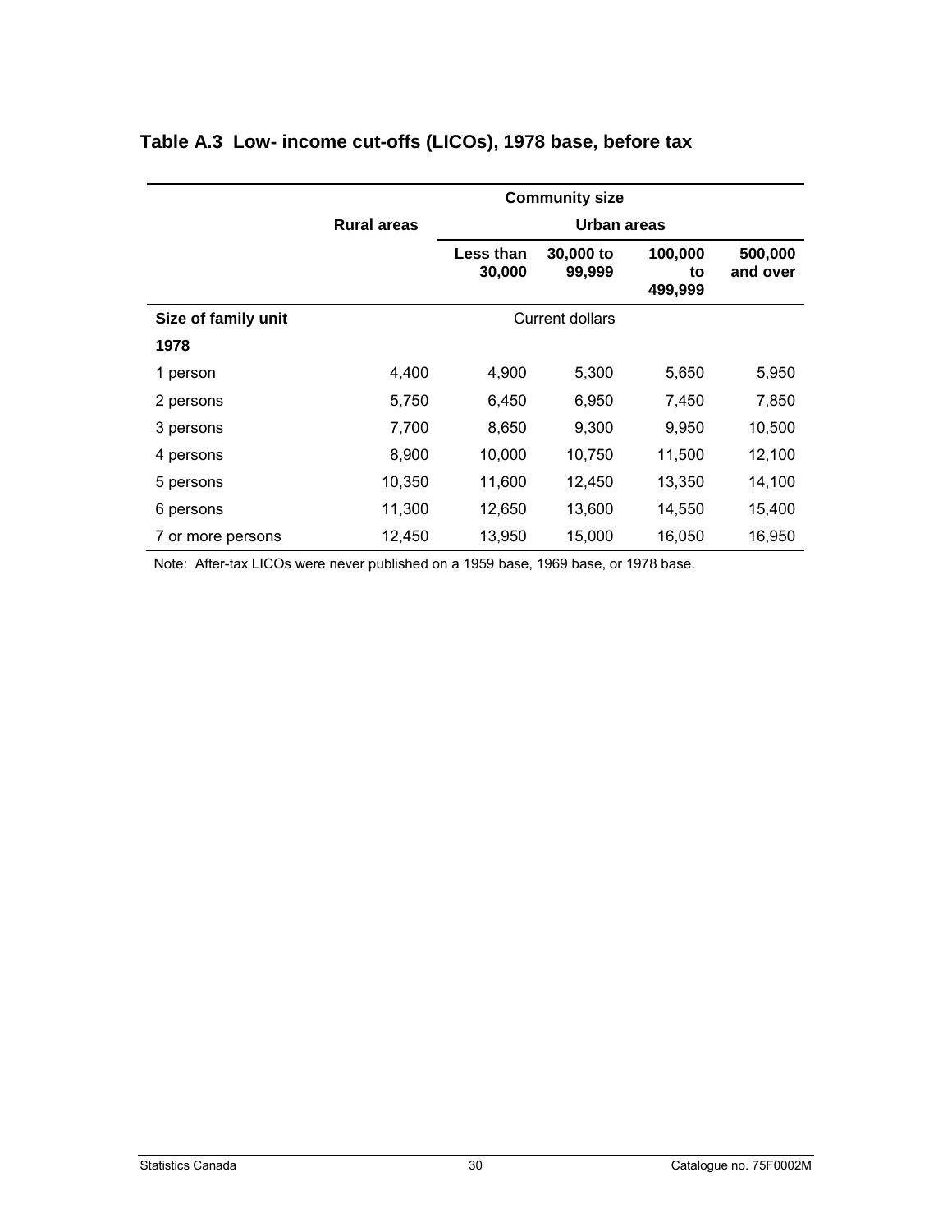## Table A.3 Low- income cut-offs (LICOs), 1978 base, before tax

| | Community size | | | | |
|---|---|---|---|---|---|
| | Rural areas | Urban areas | | | |
| | | Less than 30,000 | 30,000 to 99,999 | 100,000 to 499,999 | 500,000 and over |
| Size of family unit | Current dollars | | | | |
| **1978** | | | | | |
| 1 person | 4,400 | 4,900 | 5,300 | 5,650 | 5,950 |
| 2 persons | 5,750 | 6,450 | 6,950 | 7,450 | 7,850 |
| 3 persons | 7,700 | 8,650 | 9,300 | 9,950 | 10,500 |
| 4 persons | 8,900 | 10,000 | 10,750 | 11,500 | 12,100 |
| 5 persons | 10,350 | 11,600 | 12,450 | 13,350 | 14,100 |
| 6 persons | 11,300 | 12,650 | 13,600 | 14,550 | 15,400 |
| 7 or more persons | 12,450 | 13,950 | 15,000 | 16,050 | 16,950 |

Note: After-tax LICOs were never published on a 1959 base, 1969 base, or 1978 base.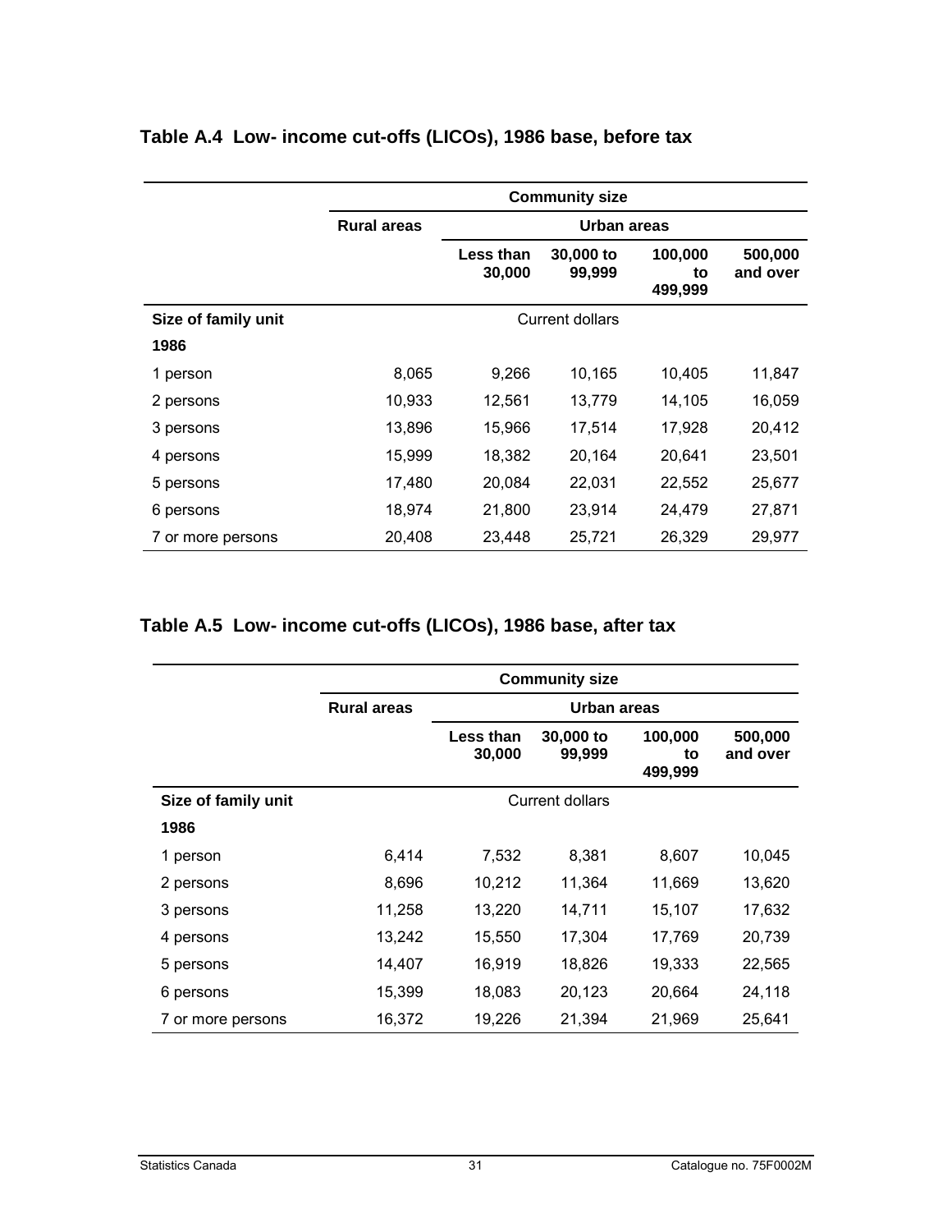## Table A.4 Low- income cut-offs (LICOs), 1986 base, before tax

| | Community size | | | | |
|---|---|---|---|---|---|
| | Rural areas | Urban areas | | | |
| | | Less than 30,000 | 30,000 to 99,999 | 100,000 to 499,999 | 500,000 and over |
| **Size of family unit** | Current dollars | | | | |
| **1986** | | | | | |
| 1 person | 8,065 | 9,266 | 10,165 | 10,405 | 11,847 |
| 2 persons | 10,933 | 12,561 | 13,779 | 14,105 | 16,059 |
| 3 persons | 13,896 | 15,966 | 17,514 | 17,928 | 20,412 |
| 4 persons | 15,999 | 18,382 | 20,164 | 20,641 | 23,501 |
| 5 persons | 17,480 | 20,084 | 22,031 | 22,552 | 25,677 |
| 6 persons | 18,974 | 21,800 | 23,914 | 24,479 | 27,871 |
| 7 or more persons | 20,408 | 23,448 | 25,721 | 26,329 | 29,977 |

## Table A.5 Low- income cut-offs (LICOs), 1986 base, after tax

| | Community size | | | | |
|---|---|---|---|---|---|
| | Rural areas | Urban areas | | | |
| | | Less than 30,000 | 30,000 to 99,999 | 100,000 to 499,999 | 500,000 and over |
| **Size of family unit** | Current dollars | | | | |
| **1986** | | | | | |
| 1 person | 6,414 | 7,532 | 8,381 | 8,607 | 10,045 |
| 2 persons | 8,696 | 10,212 | 11,364 | 11,669 | 13,620 |
| 3 persons | 11,258 | 13,220 | 14,711 | 15,107 | 17,632 |
| 4 persons | 13,242 | 15,550 | 17,304 | 17,769 | 20,739 |
| 5 persons | 14,407 | 16,919 | 18,826 | 19,333 | 22,565 |
| 6 persons | 15,399 | 18,083 | 20,123 | 20,664 | 24,118 |
| 7 or more persons | 16,372 | 19,226 | 21,394 | 21,969 | 25,641 |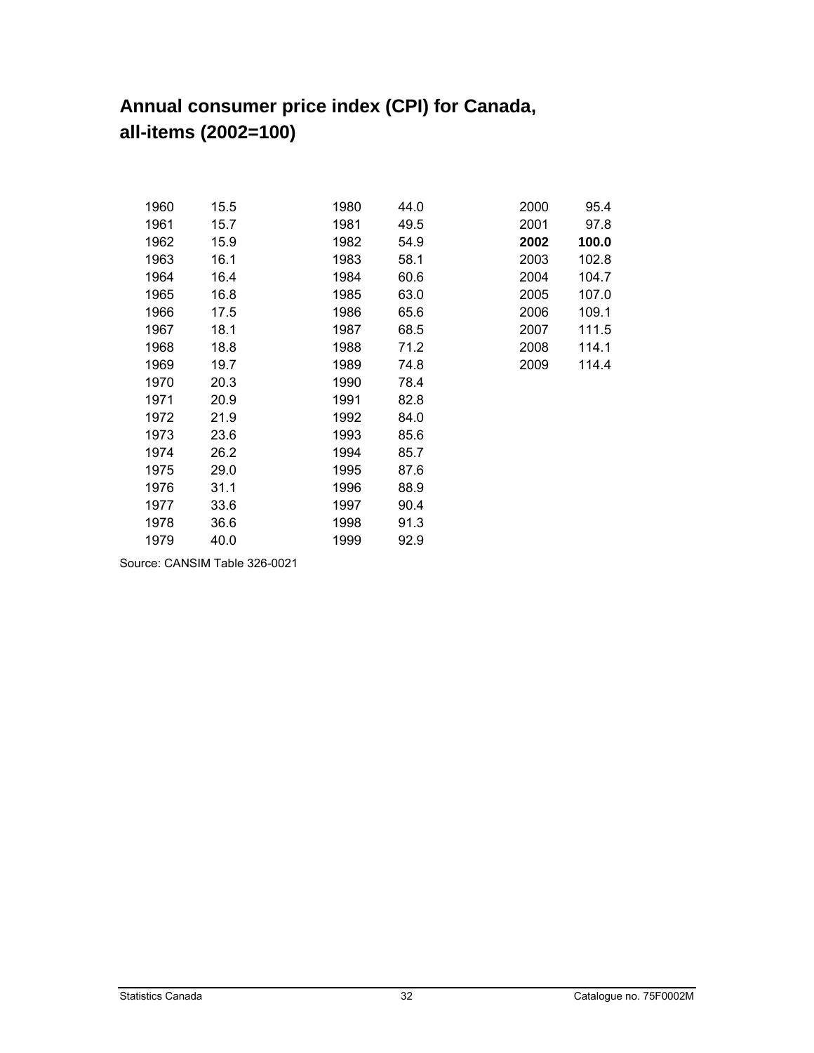## Annual consumer price index (CPI) for Canada, all-items (2002=100)

| Year | CPI | Year | CPI | Year | CPI |
|---|---|---|---|---|---|
| 1960 | 15.5 | 1980 | 44.0 | 2000 | 95.4 |
| 1961 | 15.7 | 1981 | 49.5 | 2001 | 97.8 |
| 1962 | 15.9 | 1982 | 54.9 | **2002** | **100.0** |
| 1963 | 16.1 | 1983 | 58.1 | 2003 | 102.8 |
| 1964 | 16.4 | 1984 | 60.6 | 2004 | 104.7 |
| 1965 | 16.8 | 1985 | 63.0 | 2005 | 107.0 |
| 1966 | 17.5 | 1986 | 65.6 | 2006 | 109.1 |
| 1967 | 18.1 | 1987 | 68.5 | 2007 | 111.5 |
| 1968 | 18.8 | 1988 | 71.2 | 2008 | 114.1 |
| 1969 | 19.7 | 1989 | 74.8 | 2009 | 114.4 |
| 1970 | 20.3 | 1990 | 78.4 | | |
| 1971 | 20.9 | 1991 | 82.8 | | |
| 1972 | 21.9 | 1992 | 84.0 | | |
| 1973 | 23.6 | 1993 | 85.6 | | |
| 1974 | 26.2 | 1994 | 85.7 | | |
| 1975 | 29.0 | 1995 | 87.6 | | |
| 1976 | 31.1 | 1996 | 88.9 | | |
| 1977 | 33.6 | 1997 | 90.4 | | |
| 1978 | 36.6 | 1998 | 91.3 | | |
| 1979 | 40.0 | 1999 | 92.9 | | |

Source: CANSIM Table 326-0021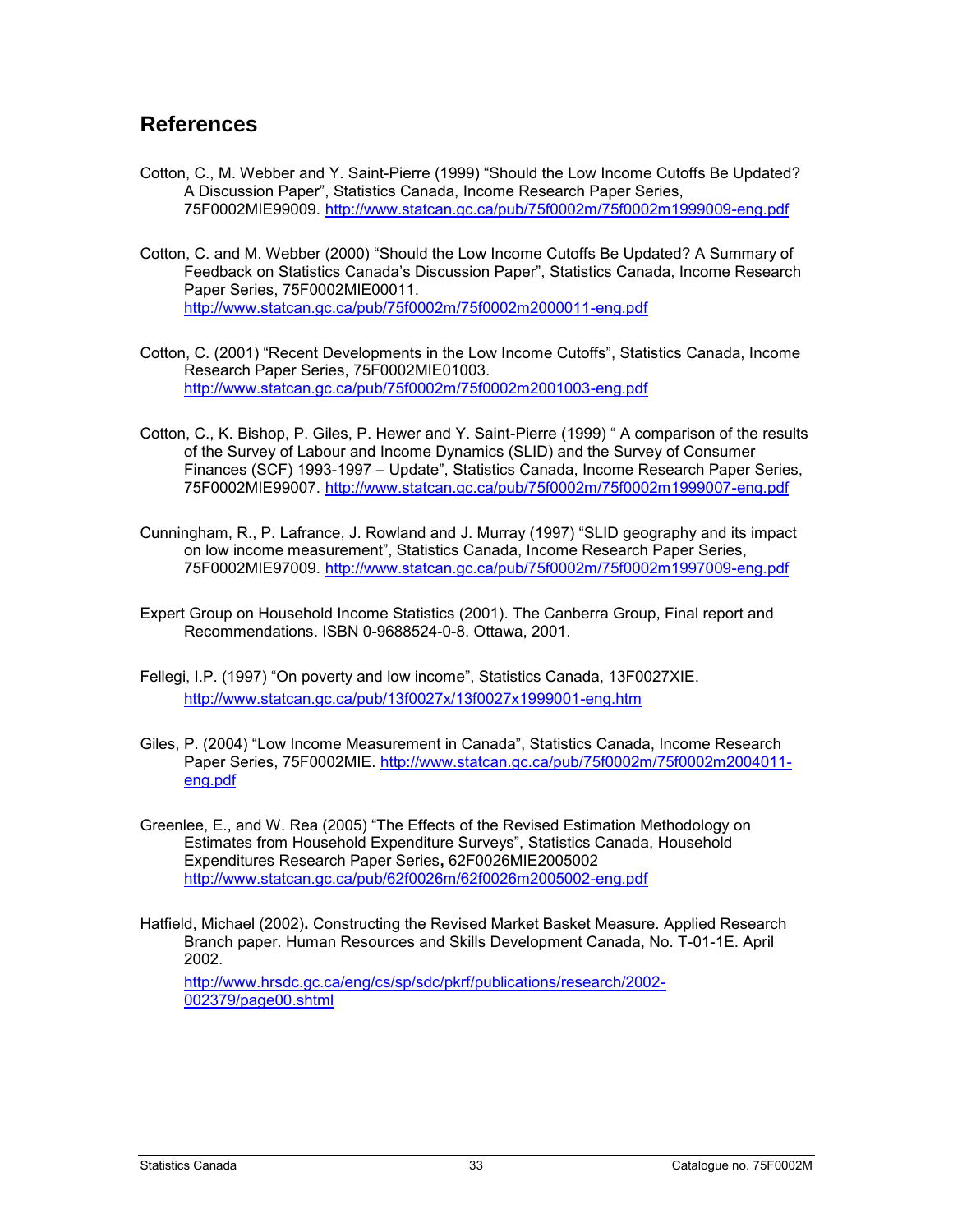## References

Cotton, C., M. Webber and Y. Saint-Pierre (1999) "Should the Low Income Cutoffs Be Updated? A Discussion Paper", Statistics Canada, Income Research Paper Series, 75F0002MIE99009. http://www.statcan.gc.ca/pub/75f0002m/75f0002m1999009-eng.pdf

Cotton, C. and M. Webber (2000) "Should the Low Income Cutoffs Be Updated? A Summary of Feedback on Statistics Canada's Discussion Paper", Statistics Canada, Income Research Paper Series, 75F0002MIE00011. http://www.statcan.gc.ca/pub/75f0002m/75f0002m2000011-eng.pdf

Cotton, C. (2001) "Recent Developments in the Low Income Cutoffs", Statistics Canada, Income Research Paper Series, 75F0002MIE01003. http://www.statcan.gc.ca/pub/75f0002m/75f0002m2001003-eng.pdf

Cotton, C., K. Bishop, P. Giles, P. Hewer and Y. Saint-Pierre (1999) " A comparison of the results of the Survey of Labour and Income Dynamics (SLID) and the Survey of Consumer Finances (SCF) 1993-1997 – Update", Statistics Canada, Income Research Paper Series, 75F0002MIE99007. http://www.statcan.gc.ca/pub/75f0002m/75f0002m1999007-eng.pdf

Cunningham, R., P. Lafrance, J. Rowland and J. Murray (1997) "SLID geography and its impact on low income measurement", Statistics Canada, Income Research Paper Series, 75F0002MIE97009. http://www.statcan.gc.ca/pub/75f0002m/75f0002m1997009-eng.pdf

Expert Group on Household Income Statistics (2001). The Canberra Group, Final report and Recommendations. ISBN 0-9688524-0-8. Ottawa, 2001.

Fellegi, I.P. (1997) "On poverty and low income", Statistics Canada, 13F0027XIE. http://www.statcan.gc.ca/pub/13f0027x/13f0027x1999001-eng.htm

Giles, P. (2004) "Low Income Measurement in Canada", Statistics Canada, Income Research Paper Series, 75F0002MIE. http://www.statcan.gc.ca/pub/75f0002m/75f0002m2004011-eng.pdf

Greenlee, E., and W. Rea (2005) "The Effects of the Revised Estimation Methodology on Estimates from Household Expenditure Surveys", Statistics Canada, Household Expenditures Research Paper Series, 62F0026MIE2005002 http://www.statcan.gc.ca/pub/62f0026m/62f0026m2005002-eng.pdf

Hatfield, Michael (2002). Constructing the Revised Market Basket Measure. Applied Research Branch paper. Human Resources and Skills Development Canada, No. T-01-1E. April 2002.

http://www.hrsdc.gc.ca/eng/cs/sp/sdc/pkrf/publications/research/2002-002379/page00.shtml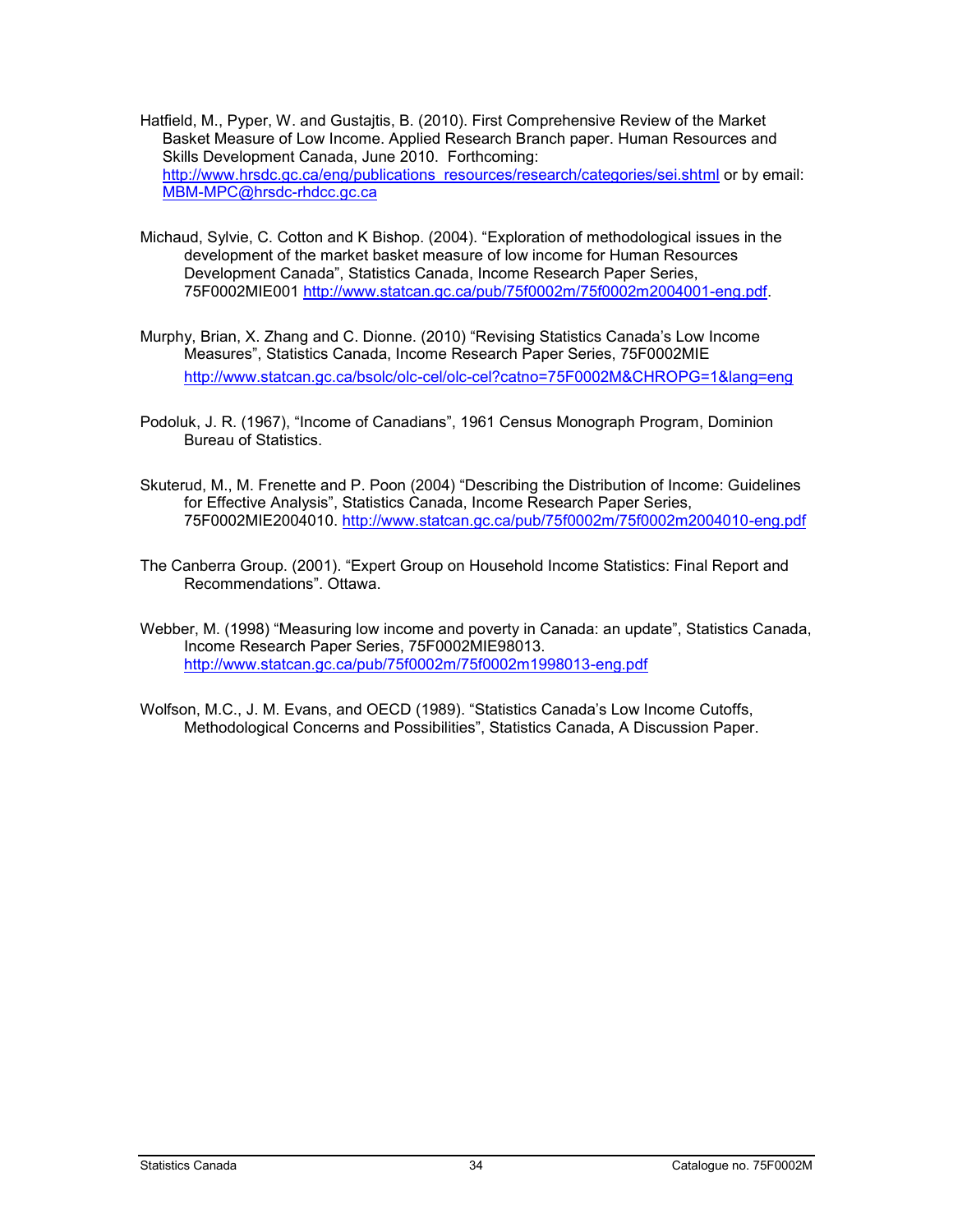Hatfield, M., Pyper, W. and Gustajtis, B. (2010). First Comprehensive Review of the Market Basket Measure of Low Income. Applied Research Branch paper. Human Resources and Skills Development Canada, June 2010. Forthcoming: http://www.hrsdc.gc.ca/eng/publications_resources/research/categories/sei.shtml or by email: MBM-MPC@hrsdc-rhdcc.gc.ca

Michaud, Sylvie, C. Cotton and K Bishop. (2004). “Exploration of methodological issues in the development of the market basket measure of low income for Human Resources Development Canada”, Statistics Canada, Income Research Paper Series, 75F0002MIE001 http://www.statcan.gc.ca/pub/75f0002m/75f0002m2004001-eng.pdf.

Murphy, Brian, X. Zhang and C. Dionne. (2010) “Revising Statistics Canada’s Low Income Measures”, Statistics Canada, Income Research Paper Series, 75F0002MIE http://www.statcan.gc.ca/bsolc/olc-cel/olc-cel?catno=75F0002M&CHROPG=1&lang=eng

Podoluk, J. R. (1967), “Income of Canadians”, 1961 Census Monograph Program, Dominion Bureau of Statistics.

Skuterud, M., M. Frenette and P. Poon (2004) “Describing the Distribution of Income: Guidelines for Effective Analysis”, Statistics Canada, Income Research Paper Series, 75F0002MIE2004010. http://www.statcan.gc.ca/pub/75f0002m/75f0002m2004010-eng.pdf

The Canberra Group. (2001). “Expert Group on Household Income Statistics: Final Report and Recommendations”. Ottawa.

Webber, M. (1998) “Measuring low income and poverty in Canada: an update”, Statistics Canada, Income Research Paper Series, 75F0002MIE98013. http://www.statcan.gc.ca/pub/75f0002m/75f0002m1998013-eng.pdf

Wolfson, M.C., J. M. Evans, and OECD (1989). “Statistics Canada’s Low Income Cutoffs, Methodological Concerns and Possibilities”, Statistics Canada, A Discussion Paper.